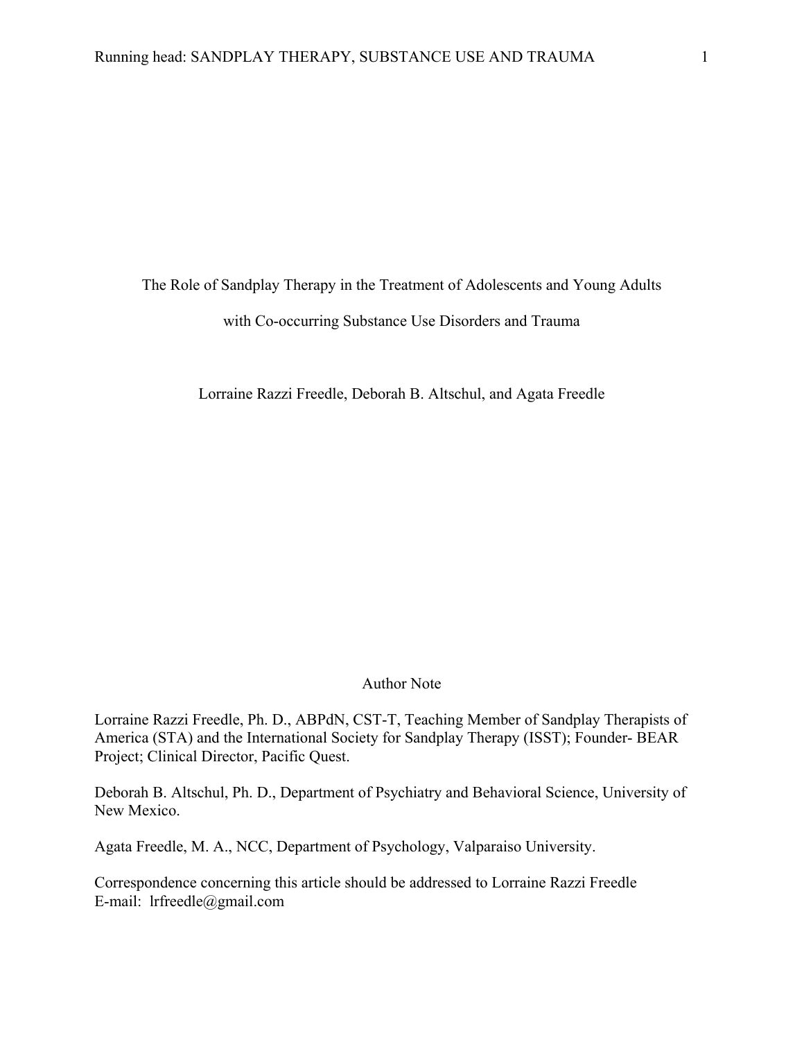# The Role of Sandplay Therapy in the Treatment of Adolescents and Young Adults with Co-occurring Substance Use Disorders and Trauma

Lorraine Razzi Freedle, Deborah B. Altschul, and Agata Freedle

## Author Note

Lorraine Razzi Freedle, Ph. D., ABPdN, CST-T, Teaching Member of Sandplay Therapists of America (STA) and the International Society for Sandplay Therapy (ISST); Founder- BEAR Project; Clinical Director, Pacific Quest.

Deborah B. Altschul, Ph. D., Department of Psychiatry and Behavioral Science, University of New Mexico.

Agata Freedle, M. A., NCC, Department of Psychology, Valparaiso University.

Correspondence concerning this article should be addressed to Lorraine Razzi Freedle
E-mail: lrfreedle@gmail.com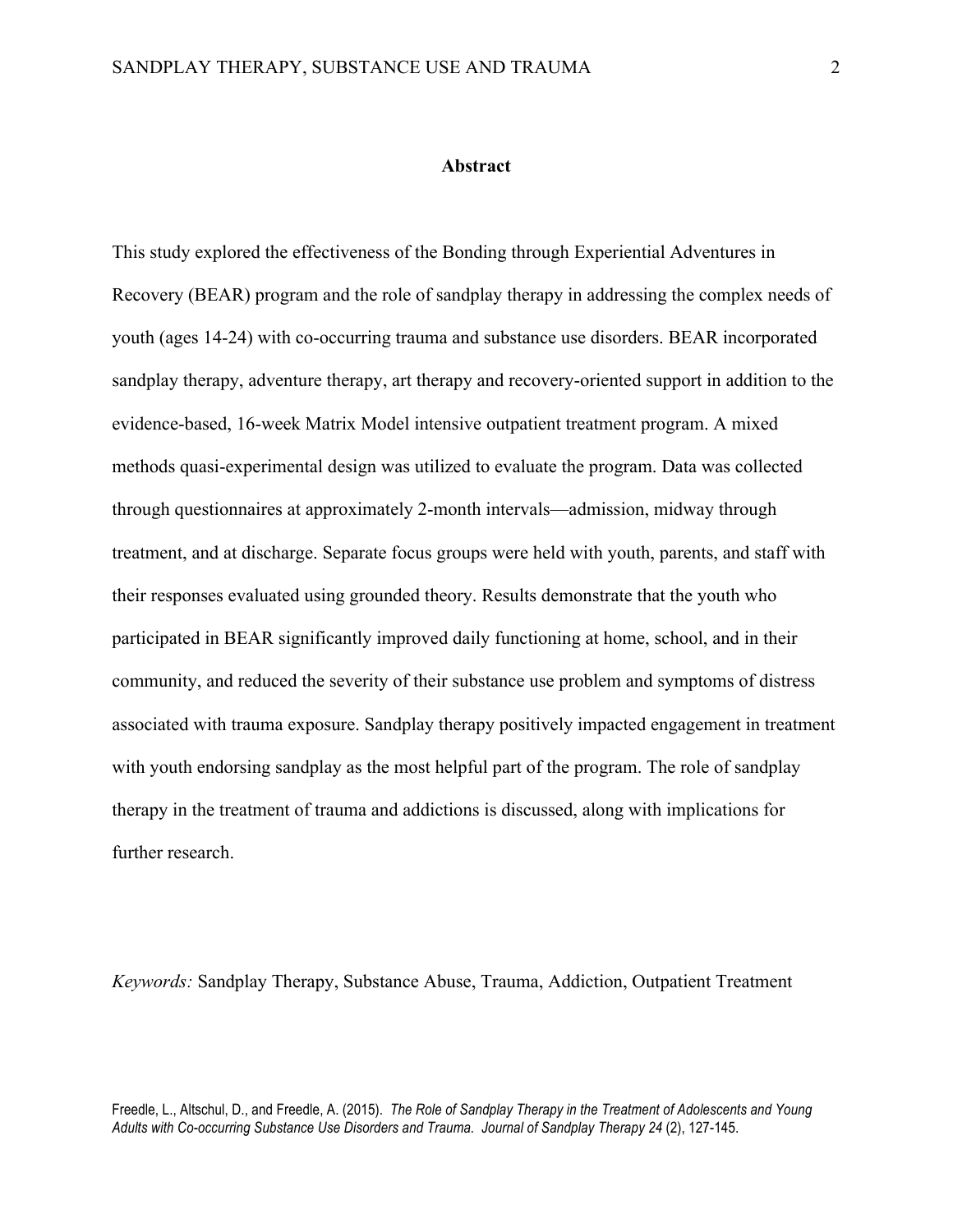## Abstract

This study explored the effectiveness of the Bonding through Experiential Adventures in Recovery (BEAR) program and the role of sandplay therapy in addressing the complex needs of youth (ages 14-24) with co-occurring trauma and substance use disorders. BEAR incorporated sandplay therapy, adventure therapy, art therapy and recovery-oriented support in addition to the evidence-based, 16-week Matrix Model intensive outpatient treatment program. A mixed methods quasi-experimental design was utilized to evaluate the program. Data was collected through questionnaires at approximately 2-month intervals—admission, midway through treatment, and at discharge. Separate focus groups were held with youth, parents, and staff with their responses evaluated using grounded theory. Results demonstrate that the youth who participated in BEAR significantly improved daily functioning at home, school, and in their community, and reduced the severity of their substance use problem and symptoms of distress associated with trauma exposure. Sandplay therapy positively impacted engagement in treatment with youth endorsing sandplay as the most helpful part of the program. The role of sandplay therapy in the treatment of trauma and addictions is discussed, along with implications for further research.

*Keywords:* Sandplay Therapy, Substance Abuse, Trauma, Addiction, Outpatient Treatment

Freedle, L., Altschul, D., and Freedle, A. (2015). *The Role of Sandplay Therapy in the Treatment of Adolescents and Young Adults with Co-occurring Substance Use Disorders and Trauma. Journal of Sandplay Therapy 24* (2), 127-145.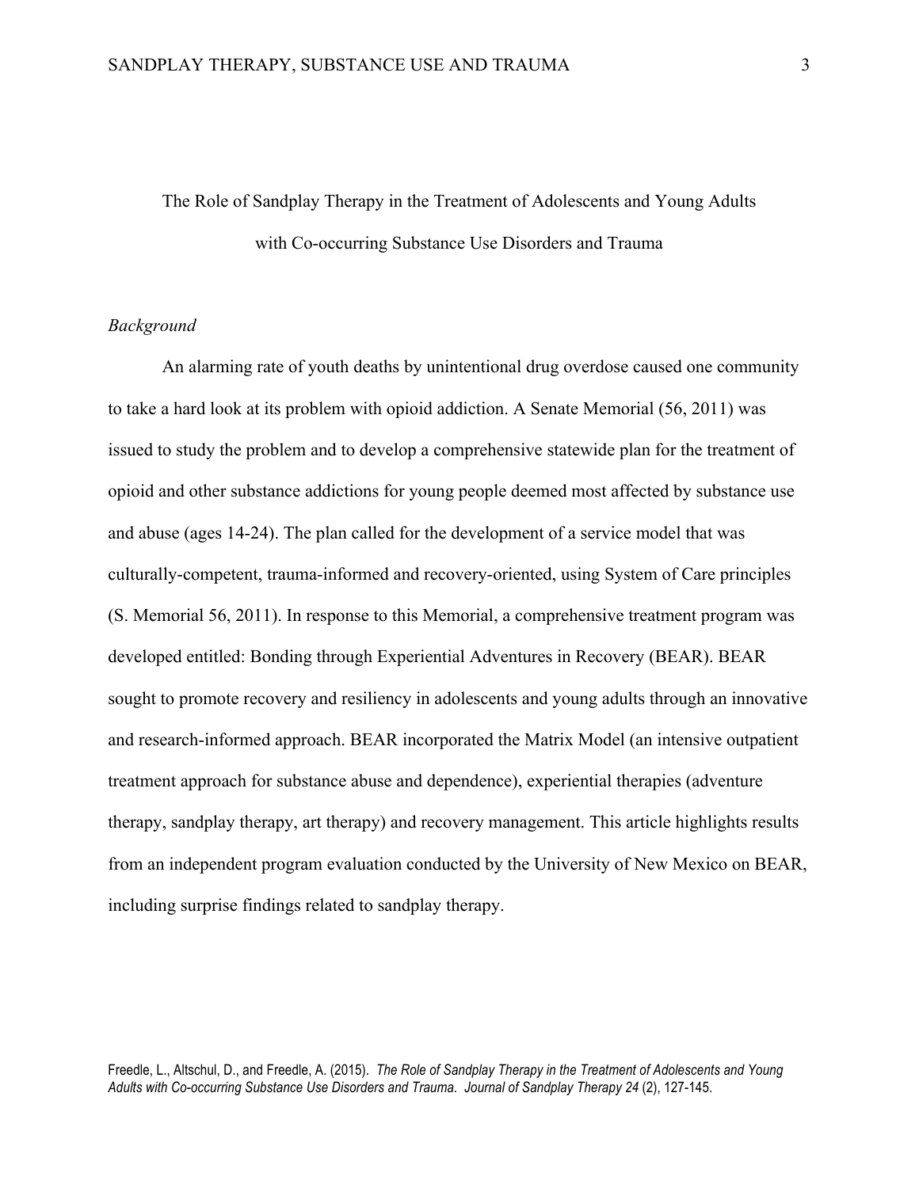# The Role of Sandplay Therapy in the Treatment of Adolescents and Young Adults with Co-occurring Substance Use Disorders and Trauma

*Background*

An alarming rate of youth deaths by unintentional drug overdose caused one community to take a hard look at its problem with opioid addiction. A Senate Memorial (56, 2011) was issued to study the problem and to develop a comprehensive statewide plan for the treatment of opioid and other substance addictions for young people deemed most affected by substance use and abuse (ages 14-24). The plan called for the development of a service model that was culturally-competent, trauma-informed and recovery-oriented, using System of Care principles (S. Memorial 56, 2011). In response to this Memorial, a comprehensive treatment program was developed entitled: Bonding through Experiential Adventures in Recovery (BEAR). BEAR sought to promote recovery and resiliency in adolescents and young adults through an innovative and research-informed approach. BEAR incorporated the Matrix Model (an intensive outpatient treatment approach for substance abuse and dependence), experiential therapies (adventure therapy, sandplay therapy, art therapy) and recovery management. This article highlights results from an independent program evaluation conducted by the University of New Mexico on BEAR, including surprise findings related to sandplay therapy.

Freedle, L., Altschul, D., and Freedle, A. (2015). *The Role of Sandplay Therapy in the Treatment of Adolescents and Young Adults with Co-occurring Substance Use Disorders and Trauma. Journal of Sandplay Therapy 24* (2), 127-145.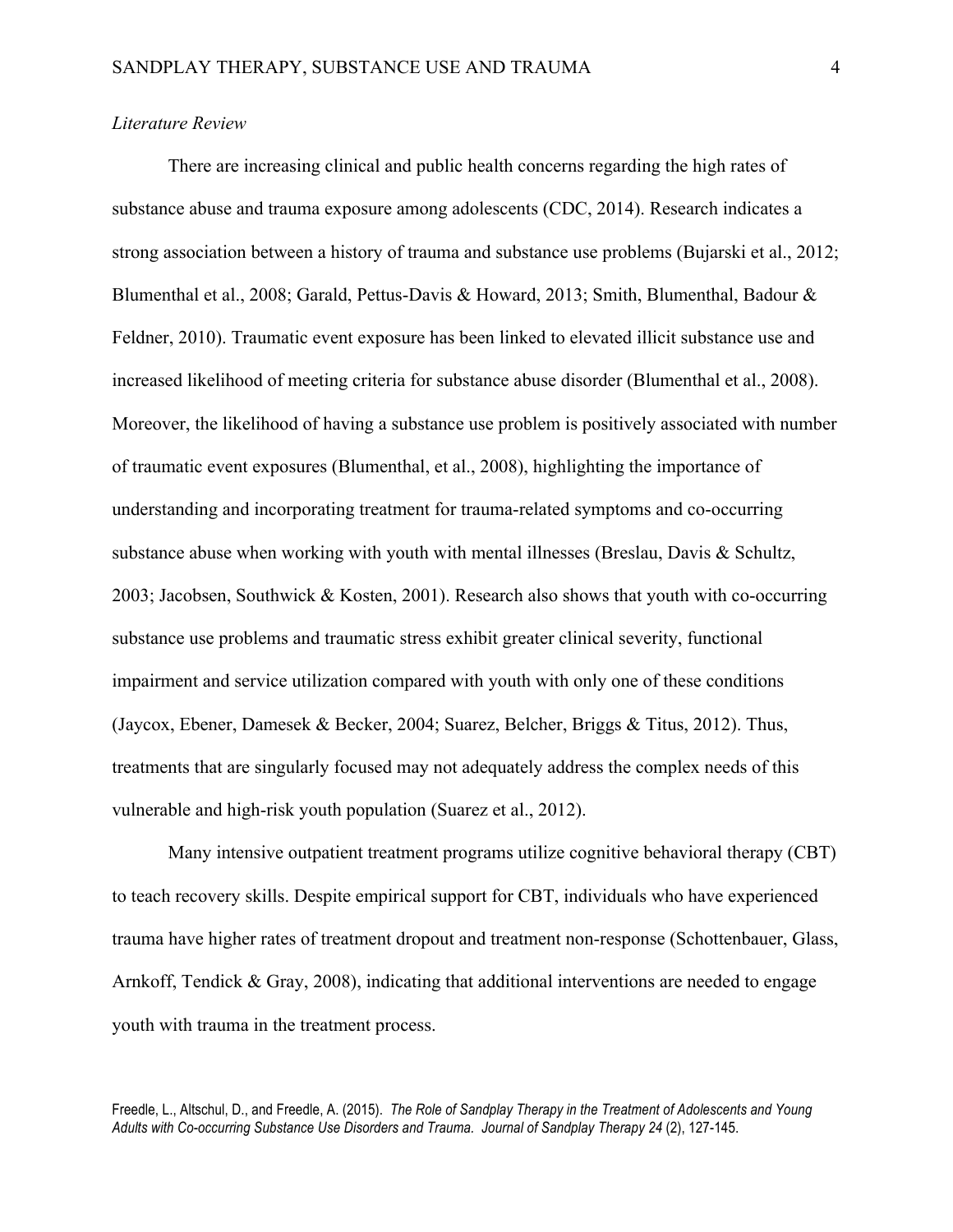*Literature Review*

There are increasing clinical and public health concerns regarding the high rates of substance abuse and trauma exposure among adolescents (CDC, 2014). Research indicates a strong association between a history of trauma and substance use problems (Bujarski et al., 2012; Blumenthal et al., 2008; Garald, Pettus-Davis & Howard, 2013; Smith, Blumenthal, Badour & Feldner, 2010). Traumatic event exposure has been linked to elevated illicit substance use and increased likelihood of meeting criteria for substance abuse disorder (Blumenthal et al., 2008). Moreover, the likelihood of having a substance use problem is positively associated with number of traumatic event exposures (Blumenthal, et al., 2008), highlighting the importance of understanding and incorporating treatment for trauma-related symptoms and co-occurring substance abuse when working with youth with mental illnesses (Breslau, Davis & Schultz, 2003; Jacobsen, Southwick & Kosten, 2001). Research also shows that youth with co-occurring substance use problems and traumatic stress exhibit greater clinical severity, functional impairment and service utilization compared with youth with only one of these conditions (Jaycox, Ebener, Damesek & Becker, 2004; Suarez, Belcher, Briggs & Titus, 2012). Thus, treatments that are singularly focused may not adequately address the complex needs of this vulnerable and high-risk youth population (Suarez et al., 2012).

Many intensive outpatient treatment programs utilize cognitive behavioral therapy (CBT) to teach recovery skills. Despite empirical support for CBT, individuals who have experienced trauma have higher rates of treatment dropout and treatment non-response (Schottenbauer, Glass, Arnkoff, Tendick & Gray, 2008), indicating that additional interventions are needed to engage youth with trauma in the treatment process.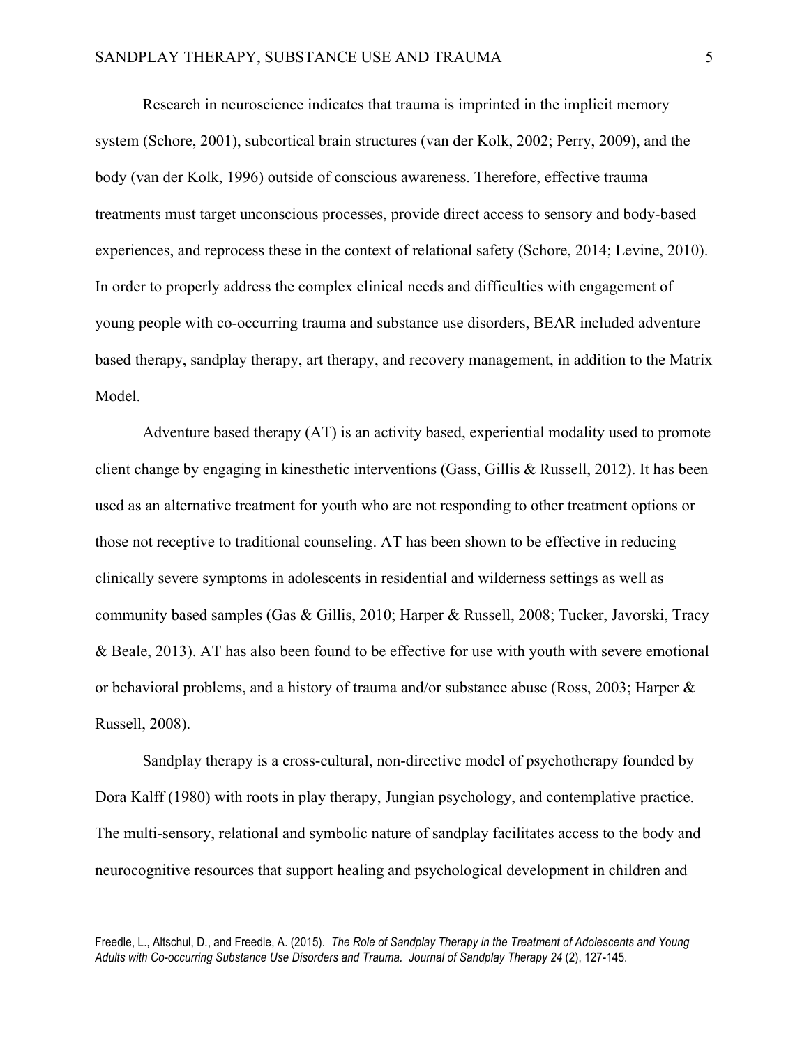Research in neuroscience indicates that trauma is imprinted in the implicit memory system (Schore, 2001), subcortical brain structures (van der Kolk, 2002; Perry, 2009), and the body (van der Kolk, 1996) outside of conscious awareness. Therefore, effective trauma treatments must target unconscious processes, provide direct access to sensory and body-based experiences, and reprocess these in the context of relational safety (Schore, 2014; Levine, 2010). In order to properly address the complex clinical needs and difficulties with engagement of young people with co-occurring trauma and substance use disorders, BEAR included adventure based therapy, sandplay therapy, art therapy, and recovery management, in addition to the Matrix Model.

Adventure based therapy (AT) is an activity based, experiential modality used to promote client change by engaging in kinesthetic interventions (Gass, Gillis & Russell, 2012). It has been used as an alternative treatment for youth who are not responding to other treatment options or those not receptive to traditional counseling. AT has been shown to be effective in reducing clinically severe symptoms in adolescents in residential and wilderness settings as well as community based samples (Gas & Gillis, 2010; Harper & Russell, 2008; Tucker, Javorski, Tracy & Beale, 2013). AT has also been found to be effective for use with youth with severe emotional or behavioral problems, and a history of trauma and/or substance abuse (Ross, 2003; Harper & Russell, 2008).

Sandplay therapy is a cross-cultural, non-directive model of psychotherapy founded by Dora Kalff (1980) with roots in play therapy, Jungian psychology, and contemplative practice. The multi-sensory, relational and symbolic nature of sandplay facilitates access to the body and neurocognitive resources that support healing and psychological development in children and

Freedle, L., Altschul, D., and Freedle, A. (2015). *The Role of Sandplay Therapy in the Treatment of Adolescents and Young Adults with Co-occurring Substance Use Disorders and Trauma. Journal of Sandplay Therapy 24* (2), 127-145.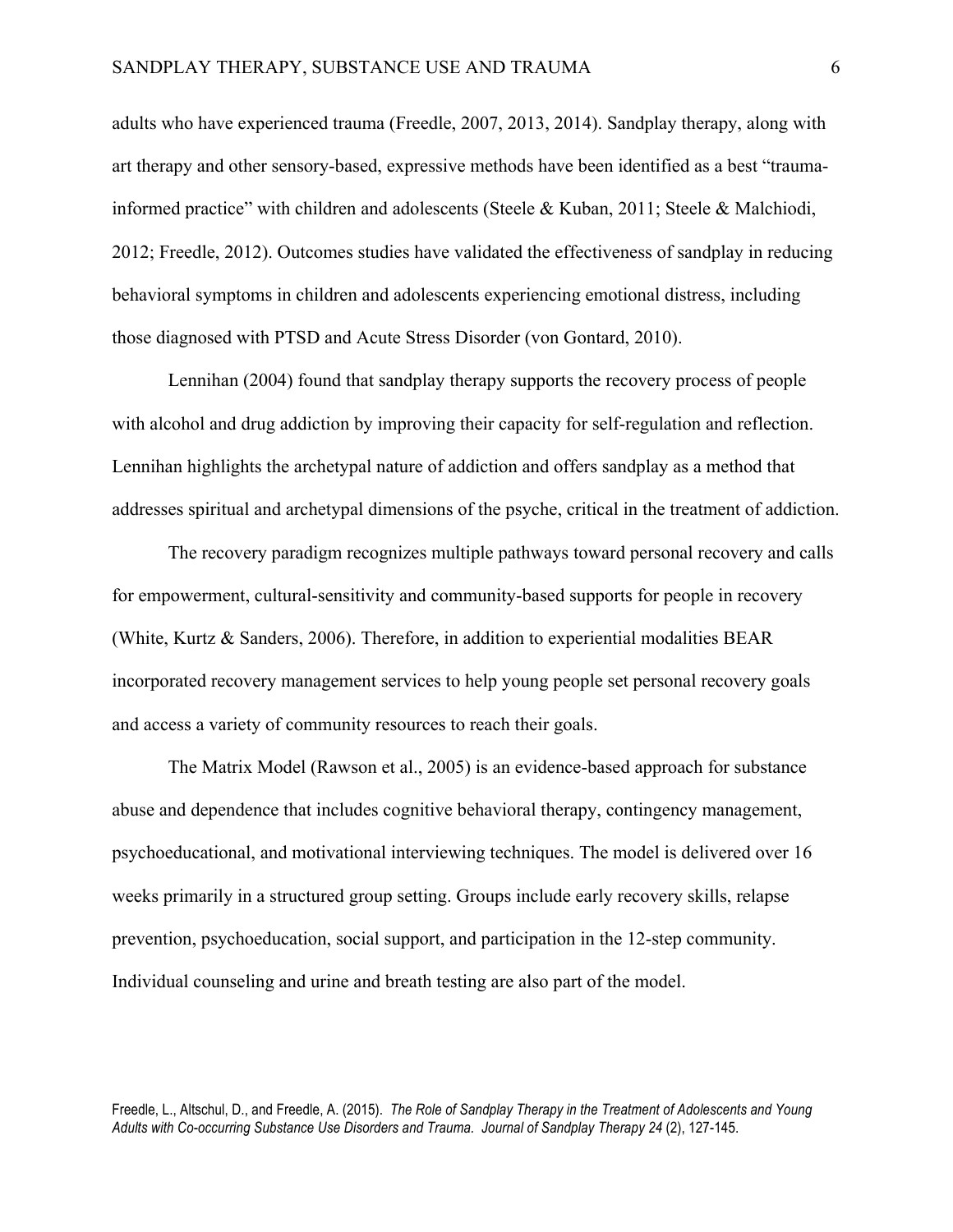adults who have experienced trauma (Freedle, 2007, 2013, 2014). Sandplay therapy, along with art therapy and other sensory-based, expressive methods have been identified as a best "trauma-informed practice" with children and adolescents (Steele & Kuban, 2011; Steele & Malchiodi, 2012; Freedle, 2012). Outcomes studies have validated the effectiveness of sandplay in reducing behavioral symptoms in children and adolescents experiencing emotional distress, including those diagnosed with PTSD and Acute Stress Disorder (von Gontard, 2010).

Lennihan (2004) found that sandplay therapy supports the recovery process of people with alcohol and drug addiction by improving their capacity for self-regulation and reflection. Lennihan highlights the archetypal nature of addiction and offers sandplay as a method that addresses spiritual and archetypal dimensions of the psyche, critical in the treatment of addiction.

The recovery paradigm recognizes multiple pathways toward personal recovery and calls for empowerment, cultural-sensitivity and community-based supports for people in recovery (White, Kurtz & Sanders, 2006). Therefore, in addition to experiential modalities BEAR incorporated recovery management services to help young people set personal recovery goals and access a variety of community resources to reach their goals.

The Matrix Model (Rawson et al., 2005) is an evidence-based approach for substance abuse and dependence that includes cognitive behavioral therapy, contingency management, psychoeducational, and motivational interviewing techniques. The model is delivered over 16 weeks primarily in a structured group setting. Groups include early recovery skills, relapse prevention, psychoeducation, social support, and participation in the 12-step community. Individual counseling and urine and breath testing are also part of the model.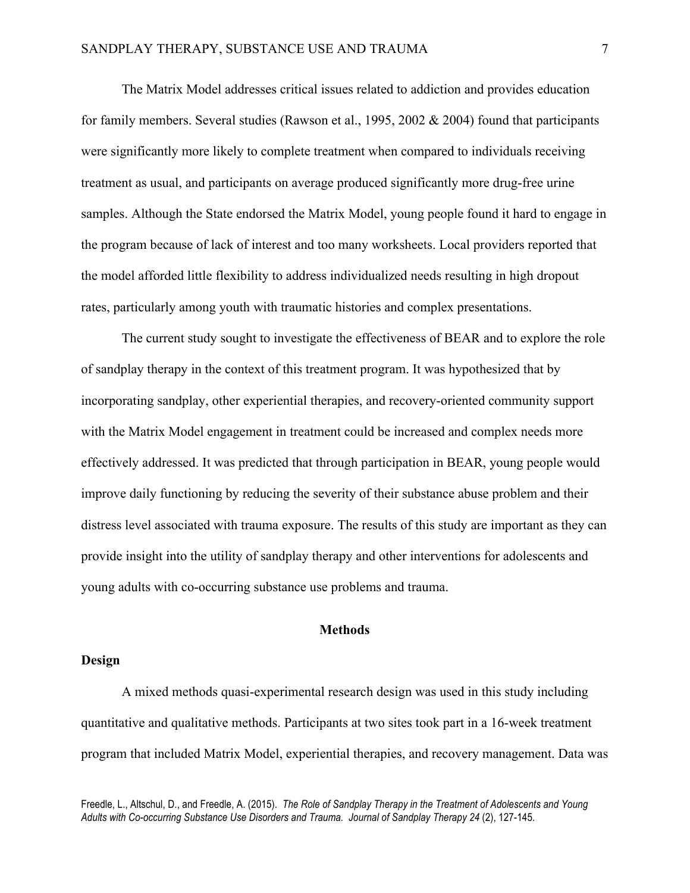The Matrix Model addresses critical issues related to addiction and provides education for family members. Several studies (Rawson et al., 1995, 2002 & 2004) found that participants were significantly more likely to complete treatment when compared to individuals receiving treatment as usual, and participants on average produced significantly more drug-free urine samples. Although the State endorsed the Matrix Model, young people found it hard to engage in the program because of lack of interest and too many worksheets. Local providers reported that the model afforded little flexibility to address individualized needs resulting in high dropout rates, particularly among youth with traumatic histories and complex presentations.

The current study sought to investigate the effectiveness of BEAR and to explore the role of sandplay therapy in the context of this treatment program. It was hypothesized that by incorporating sandplay, other experiential therapies, and recovery-oriented community support with the Matrix Model engagement in treatment could be increased and complex needs more effectively addressed. It was predicted that through participation in BEAR, young people would improve daily functioning by reducing the severity of their substance abuse problem and their distress level associated with trauma exposure. The results of this study are important as they can provide insight into the utility of sandplay therapy and other interventions for adolescents and young adults with co-occurring substance use problems and trauma.

## Methods

### Design

A mixed methods quasi-experimental research design was used in this study including quantitative and qualitative methods. Participants at two sites took part in a 16-week treatment program that included Matrix Model, experiential therapies, and recovery management. Data was

Freedle, L., Altschul, D., and Freedle, A. (2015). *The Role of Sandplay Therapy in the Treatment of Adolescents and Young Adults with Co-occurring Substance Use Disorders and Trauma. Journal of Sandplay Therapy 24* (2), 127-145.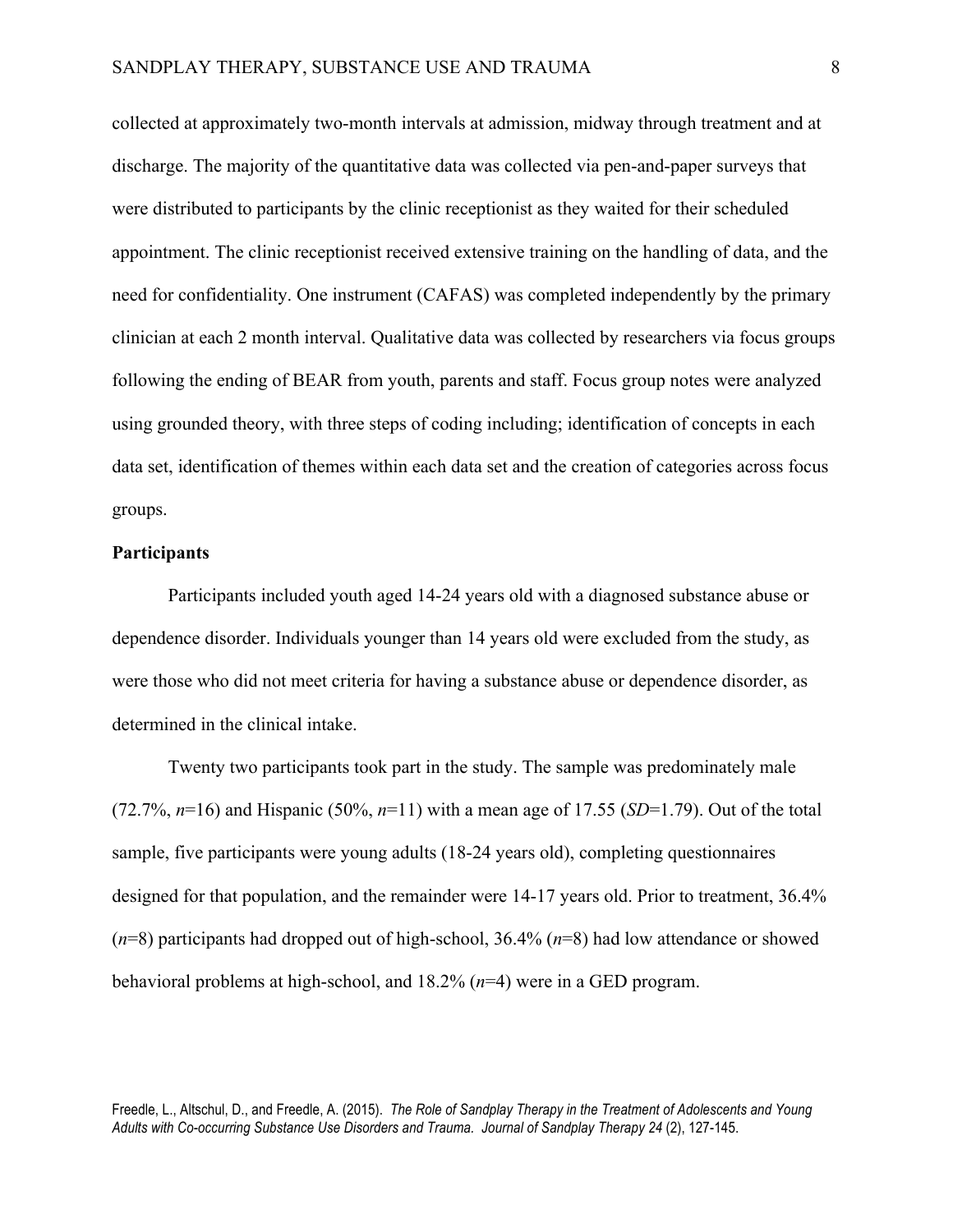collected at approximately two-month intervals at admission, midway through treatment and at discharge. The majority of the quantitative data was collected via pen-and-paper surveys that were distributed to participants by the clinic receptionist as they waited for their scheduled appointment. The clinic receptionist received extensive training on the handling of data, and the need for confidentiality. One instrument (CAFAS) was completed independently by the primary clinician at each 2 month interval. Qualitative data was collected by researchers via focus groups following the ending of BEAR from youth, parents and staff. Focus group notes were analyzed using grounded theory, with three steps of coding including; identification of concepts in each data set, identification of themes within each data set and the creation of categories across focus groups.

**Participants**

Participants included youth aged 14-24 years old with a diagnosed substance abuse or dependence disorder. Individuals younger than 14 years old were excluded from the study, as were those who did not meet criteria for having a substance abuse or dependence disorder, as determined in the clinical intake.

Twenty two participants took part in the study. The sample was predominately male (72.7%, *n*=16) and Hispanic (50%, *n*=11) with a mean age of 17.55 (*SD*=1.79). Out of the total sample, five participants were young adults (18-24 years old), completing questionnaires designed for that population, and the remainder were 14-17 years old. Prior to treatment, 36.4% (*n*=8) participants had dropped out of high-school, 36.4% (*n*=8) had low attendance or showed behavioral problems at high-school, and 18.2% (*n*=4) were in a GED program.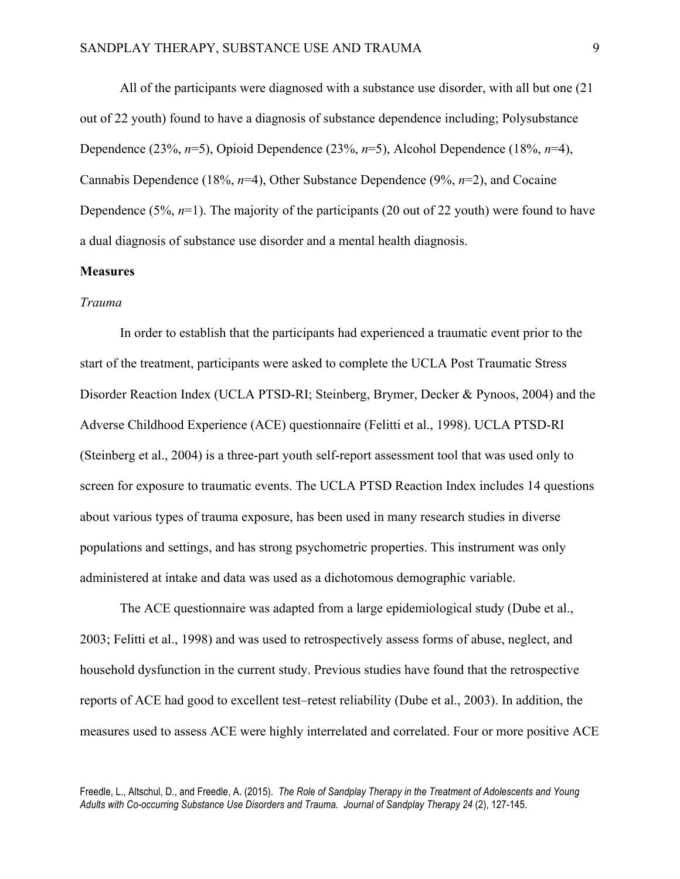All of the participants were diagnosed with a substance use disorder, with all but one (21 out of 22 youth) found to have a diagnosis of substance dependence including; Polysubstance Dependence (23%, *n*=5), Opioid Dependence (23%, *n*=5), Alcohol Dependence (18%, *n*=4), Cannabis Dependence (18%, *n*=4), Other Substance Dependence (9%, *n*=2), and Cocaine Dependence (5%, *n*=1). The majority of the participants (20 out of 22 youth) were found to have a dual diagnosis of substance use disorder and a mental health diagnosis.

**Measures**

*Trauma*

In order to establish that the participants had experienced a traumatic event prior to the start of the treatment, participants were asked to complete the UCLA Post Traumatic Stress Disorder Reaction Index (UCLA PTSD-RI; Steinberg, Brymer, Decker & Pynoos, 2004) and the Adverse Childhood Experience (ACE) questionnaire (Felitti et al., 1998). UCLA PTSD-RI (Steinberg et al., 2004) is a three-part youth self-report assessment tool that was used only to screen for exposure to traumatic events. The UCLA PTSD Reaction Index includes 14 questions about various types of trauma exposure, has been used in many research studies in diverse populations and settings, and has strong psychometric properties. This instrument was only administered at intake and data was used as a dichotomous demographic variable.

The ACE questionnaire was adapted from a large epidemiological study (Dube et al., 2003; Felitti et al., 1998) and was used to retrospectively assess forms of abuse, neglect, and household dysfunction in the current study. Previous studies have found that the retrospective reports of ACE had good to excellent test–retest reliability (Dube et al., 2003). In addition, the measures used to assess ACE were highly interrelated and correlated. Four or more positive ACE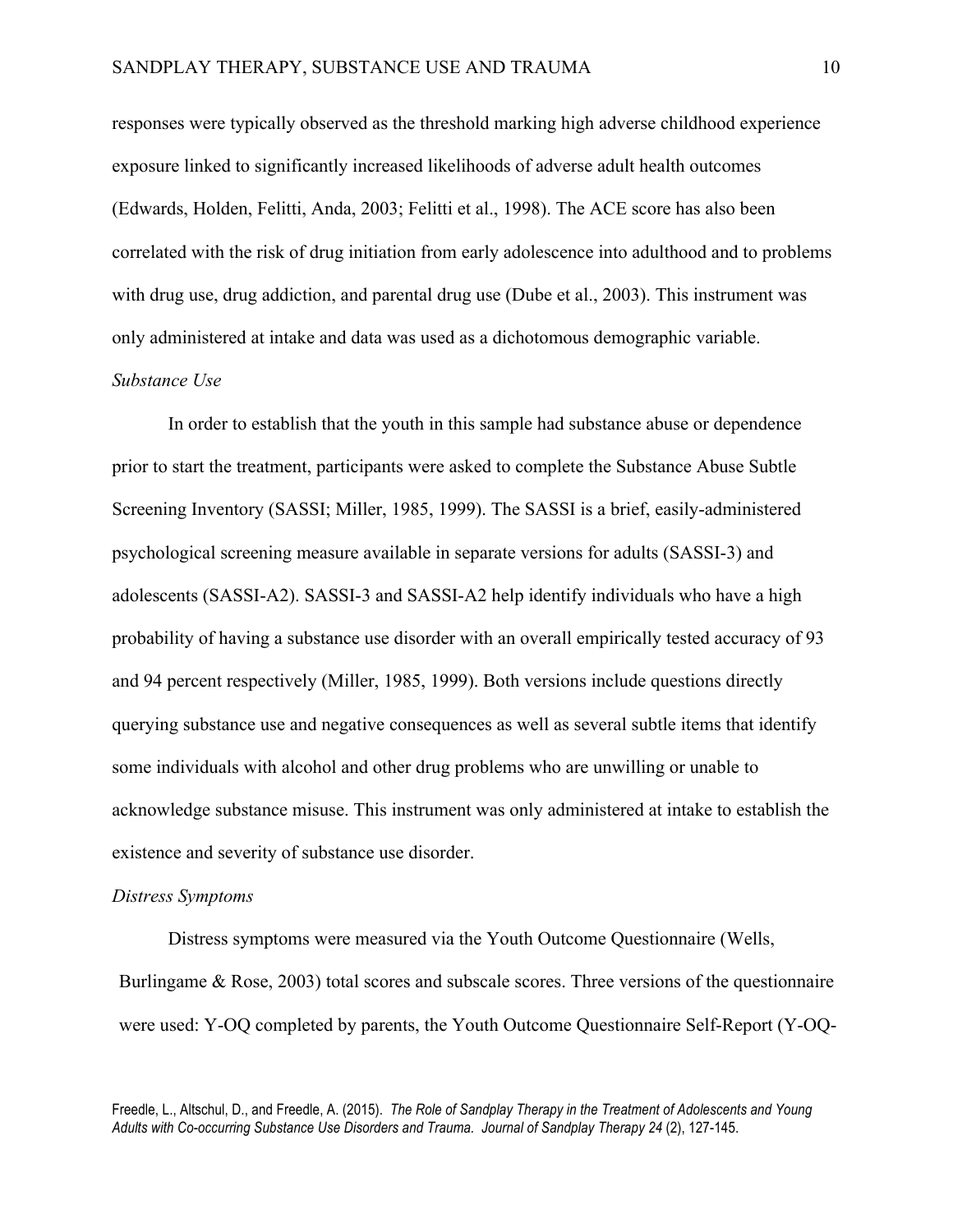responses were typically observed as the threshold marking high adverse childhood experience exposure linked to significantly increased likelihoods of adverse adult health outcomes (Edwards, Holden, Felitti, Anda, 2003; Felitti et al., 1998). The ACE score has also been correlated with the risk of drug initiation from early adolescence into adulthood and to problems with drug use, drug addiction, and parental drug use (Dube et al., 2003). This instrument was only administered at intake and data was used as a dichotomous demographic variable.

*Substance Use*

In order to establish that the youth in this sample had substance abuse or dependence prior to start the treatment, participants were asked to complete the Substance Abuse Subtle Screening Inventory (SASSI; Miller, 1985, 1999). The SASSI is a brief, easily-administered psychological screening measure available in separate versions for adults (SASSI-3) and adolescents (SASSI-A2). SASSI-3 and SASSI-A2 help identify individuals who have a high probability of having a substance use disorder with an overall empirically tested accuracy of 93 and 94 percent respectively (Miller, 1985, 1999). Both versions include questions directly querying substance use and negative consequences as well as several subtle items that identify some individuals with alcohol and other drug problems who are unwilling or unable to acknowledge substance misuse. This instrument was only administered at intake to establish the existence and severity of substance use disorder.

*Distress Symptoms*

Distress symptoms were measured via the Youth Outcome Questionnaire (Wells, Burlingame & Rose, 2003) total scores and subscale scores. Three versions of the questionnaire were used: Y-OQ completed by parents, the Youth Outcome Questionnaire Self-Report (Y-OQ-

Freedle, L., Altschul, D., and Freedle, A. (2015). *The Role of Sandplay Therapy in the Treatment of Adolescents and Young Adults with Co-occurring Substance Use Disorders and Trauma. Journal of Sandplay Therapy 24* (2), 127-145.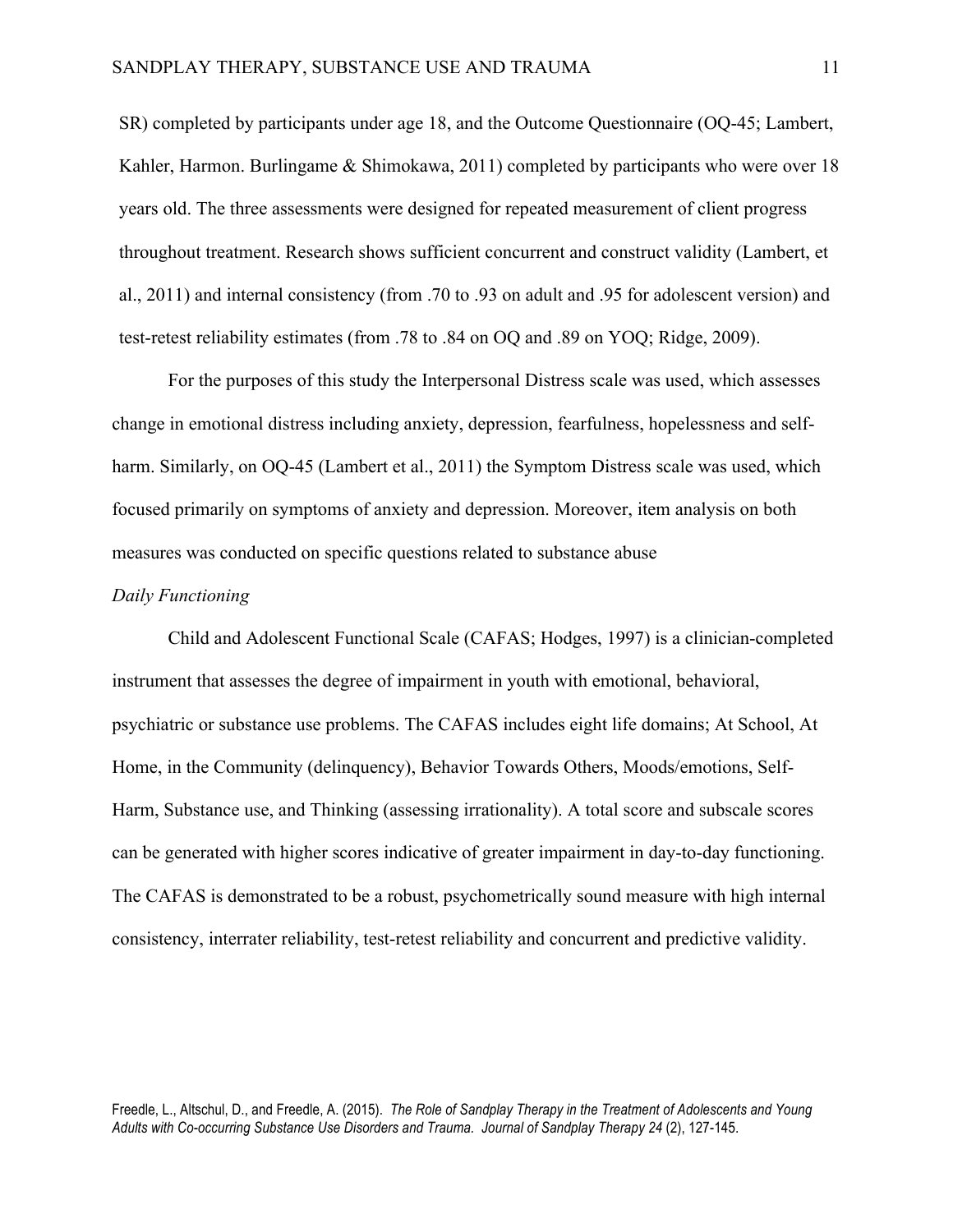SR) completed by participants under age 18, and the Outcome Questionnaire (OQ-45; Lambert, Kahler, Harmon. Burlingame & Shimokawa, 2011) completed by participants who were over 18 years old. The three assessments were designed for repeated measurement of client progress throughout treatment. Research shows sufficient concurrent and construct validity (Lambert, et al., 2011) and internal consistency (from .70 to .93 on adult and .95 for adolescent version) and test-retest reliability estimates (from .78 to .84 on OQ and .89 on YOQ; Ridge, 2009).

For the purposes of this study the Interpersonal Distress scale was used, which assesses change in emotional distress including anxiety, depression, fearfulness, hopelessness and self-harm. Similarly, on OQ-45 (Lambert et al., 2011) the Symptom Distress scale was used, which focused primarily on symptoms of anxiety and depression. Moreover, item analysis on both measures was conducted on specific questions related to substance abuse

*Daily Functioning*

Child and Adolescent Functional Scale (CAFAS; Hodges, 1997) is a clinician-completed instrument that assesses the degree of impairment in youth with emotional, behavioral, psychiatric or substance use problems. The CAFAS includes eight life domains; At School, At Home, in the Community (delinquency), Behavior Towards Others, Moods/emotions, Self-Harm, Substance use, and Thinking (assessing irrationality). A total score and subscale scores can be generated with higher scores indicative of greater impairment in day-to-day functioning. The CAFAS is demonstrated to be a robust, psychometrically sound measure with high internal consistency, interrater reliability, test-retest reliability and concurrent and predictive validity.

Freedle, L., Altschul, D., and Freedle, A. (2015). *The Role of Sandplay Therapy in the Treatment of Adolescents and Young Adults with Co-occurring Substance Use Disorders and Trauma. Journal of Sandplay Therapy 24* (2), 127-145.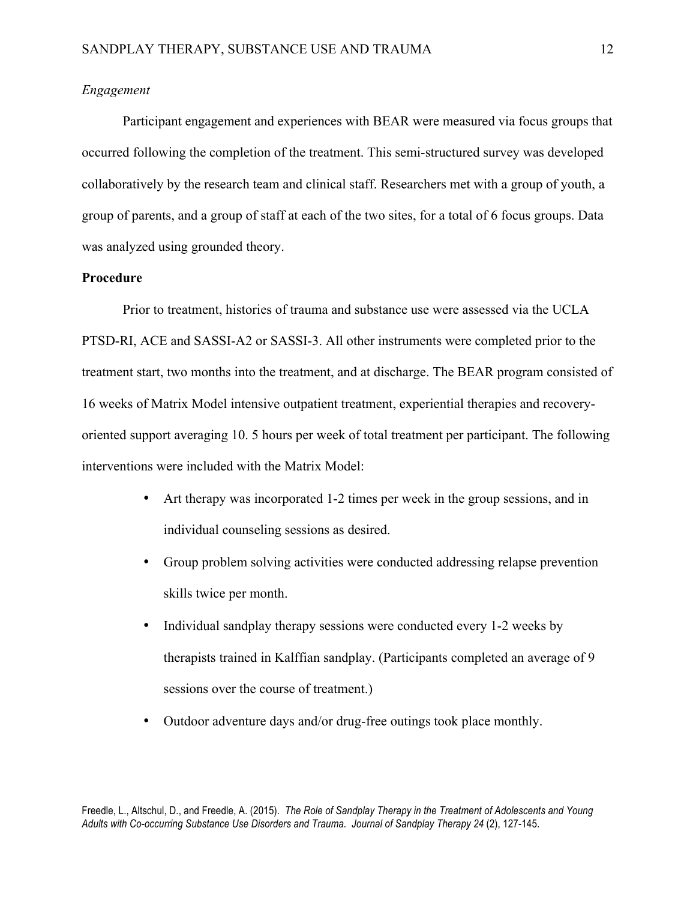*Engagement*

Participant engagement and experiences with BEAR were measured via focus groups that occurred following the completion of the treatment. This semi-structured survey was developed collaboratively by the research team and clinical staff. Researchers met with a group of youth, a group of parents, and a group of staff at each of the two sites, for a total of 6 focus groups. Data was analyzed using grounded theory.

**Procedure**

Prior to treatment, histories of trauma and substance use were assessed via the UCLA PTSD-RI, ACE and SASSI-A2 or SASSI-3. All other instruments were completed prior to the treatment start, two months into the treatment, and at discharge. The BEAR program consisted of 16 weeks of Matrix Model intensive outpatient treatment, experiential therapies and recovery-oriented support averaging 10. 5 hours per week of total treatment per participant. The following interventions were included with the Matrix Model:

- Art therapy was incorporated 1-2 times per week in the group sessions, and in individual counseling sessions as desired.
- Group problem solving activities were conducted addressing relapse prevention skills twice per month.
- Individual sandplay therapy sessions were conducted every 1-2 weeks by therapists trained in Kalffian sandplay. (Participants completed an average of 9 sessions over the course of treatment.)
- Outdoor adventure days and/or drug-free outings took place monthly.

Freedle, L., Altschul, D., and Freedle, A. (2015). *The Role of Sandplay Therapy in the Treatment of Adolescents and Young Adults with Co-occurring Substance Use Disorders and Trauma. Journal of Sandplay Therapy 24* (2), 127-145.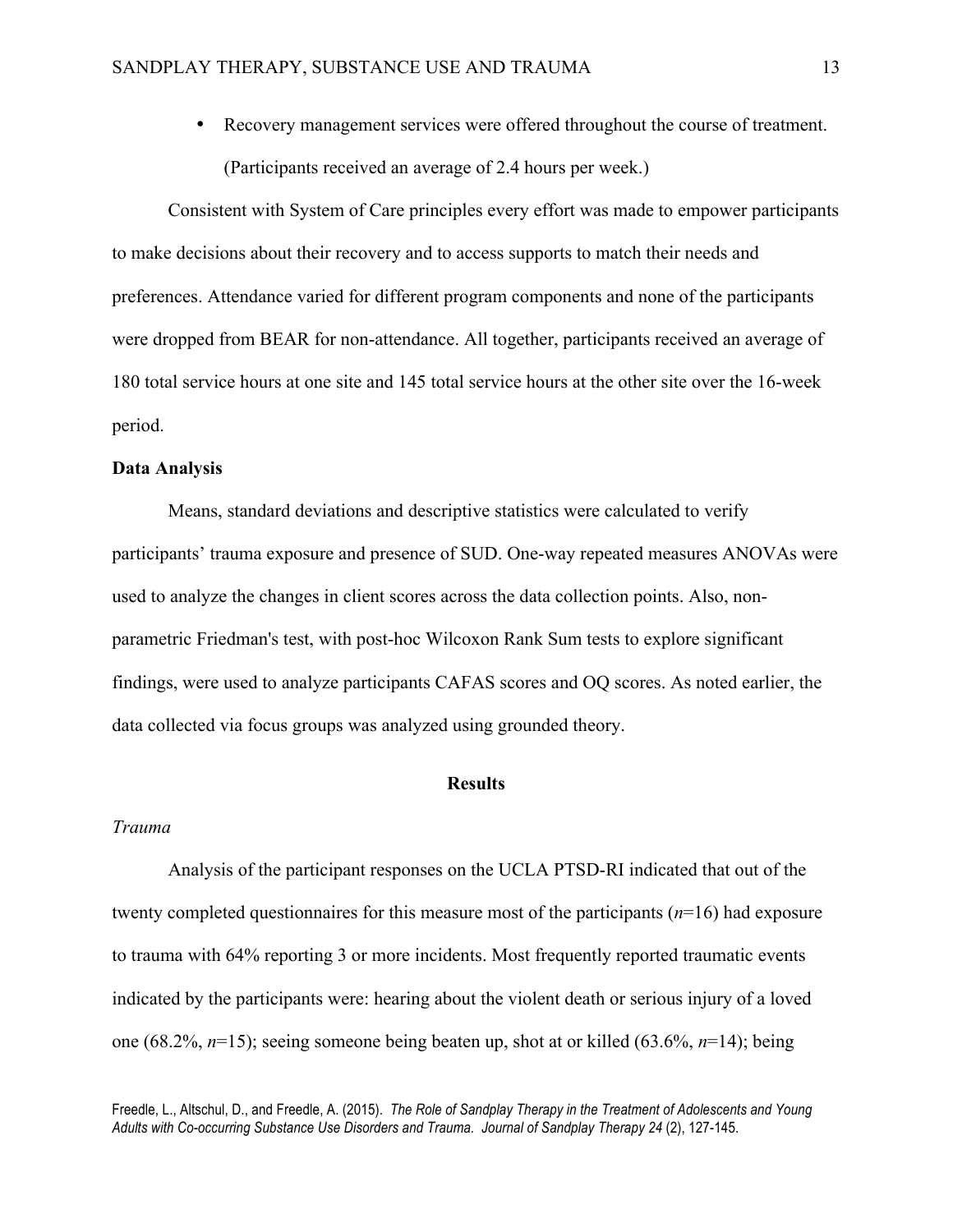- Recovery management services were offered throughout the course of treatment. (Participants received an average of 2.4 hours per week.)

Consistent with System of Care principles every effort was made to empower participants to make decisions about their recovery and to access supports to match their needs and preferences. Attendance varied for different program components and none of the participants were dropped from BEAR for non-attendance. All together, participants received an average of 180 total service hours at one site and 145 total service hours at the other site over the 16-week period.

**Data Analysis**

Means, standard deviations and descriptive statistics were calculated to verify participants' trauma exposure and presence of SUD. One-way repeated measures ANOVAs were used to analyze the changes in client scores across the data collection points. Also, non-parametric Friedman's test, with post-hoc Wilcoxon Rank Sum tests to explore significant findings, were used to analyze participants CAFAS scores and OQ scores. As noted earlier, the data collected via focus groups was analyzed using grounded theory.

## Results

*Trauma*

Analysis of the participant responses on the UCLA PTSD-RI indicated that out of the twenty completed questionnaires for this measure most of the participants ($n$=16) had exposure to trauma with 64% reporting 3 or more incidents. Most frequently reported traumatic events indicated by the participants were: hearing about the violent death or serious injury of a loved one (68.2%, $n$=15); seeing someone being beaten up, shot at or killed (63.6%, $n$=14); being

Freedle, L., Altschul, D., and Freedle, A. (2015). *The Role of Sandplay Therapy in the Treatment of Adolescents and Young Adults with Co-occurring Substance Use Disorders and Trauma. Journal of Sandplay Therapy 24* (2), 127-145.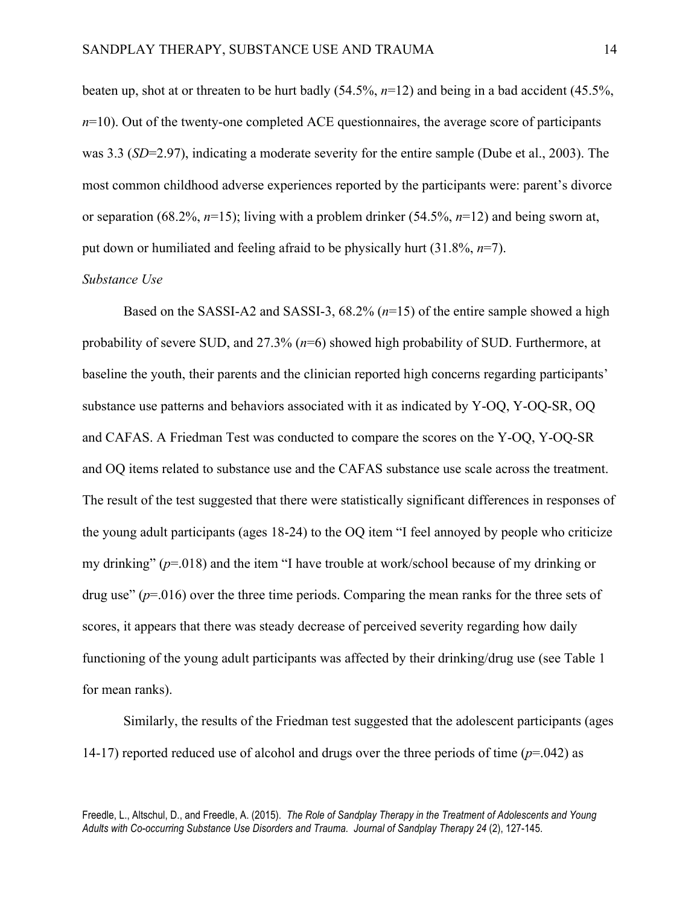beaten up, shot at or threaten to be hurt badly (54.5%, *n*=12) and being in a bad accident (45.5%, *n*=10). Out of the twenty-one completed ACE questionnaires, the average score of participants was 3.3 (*SD*=2.97), indicating a moderate severity for the entire sample (Dube et al., 2003). The most common childhood adverse experiences reported by the participants were: parent's divorce or separation (68.2%, *n*=15); living with a problem drinker (54.5%, *n*=12) and being sworn at, put down or humiliated and feeling afraid to be physically hurt (31.8%, *n*=7).

*Substance Use*

Based on the SASSI-A2 and SASSI-3, 68.2% (*n*=15) of the entire sample showed a high probability of severe SUD, and 27.3% (*n*=6) showed high probability of SUD. Furthermore, at baseline the youth, their parents and the clinician reported high concerns regarding participants' substance use patterns and behaviors associated with it as indicated by Y-OQ, Y-OQ-SR, OQ and CAFAS. A Friedman Test was conducted to compare the scores on the Y-OQ, Y-OQ-SR and OQ items related to substance use and the CAFAS substance use scale across the treatment. The result of the test suggested that there were statistically significant differences in responses of the young adult participants (ages 18-24) to the OQ item "I feel annoyed by people who criticize my drinking" ($p$=.018) and the item "I have trouble at work/school because of my drinking or drug use" ($p$=.016) over the three time periods. Comparing the mean ranks for the three sets of scores, it appears that there was steady decrease of perceived severity regarding how daily functioning of the young adult participants was affected by their drinking/drug use (see Table 1 for mean ranks).

Similarly, the results of the Friedman test suggested that the adolescent participants (ages 14-17) reported reduced use of alcohol and drugs over the three periods of time ($p$=.042) as

Freedle, L., Altschul, D., and Freedle, A. (2015). *The Role of Sandplay Therapy in the Treatment of Adolescents and Young Adults with Co-occurring Substance Use Disorders and Trauma. Journal of Sandplay Therapy 24* (2), 127-145.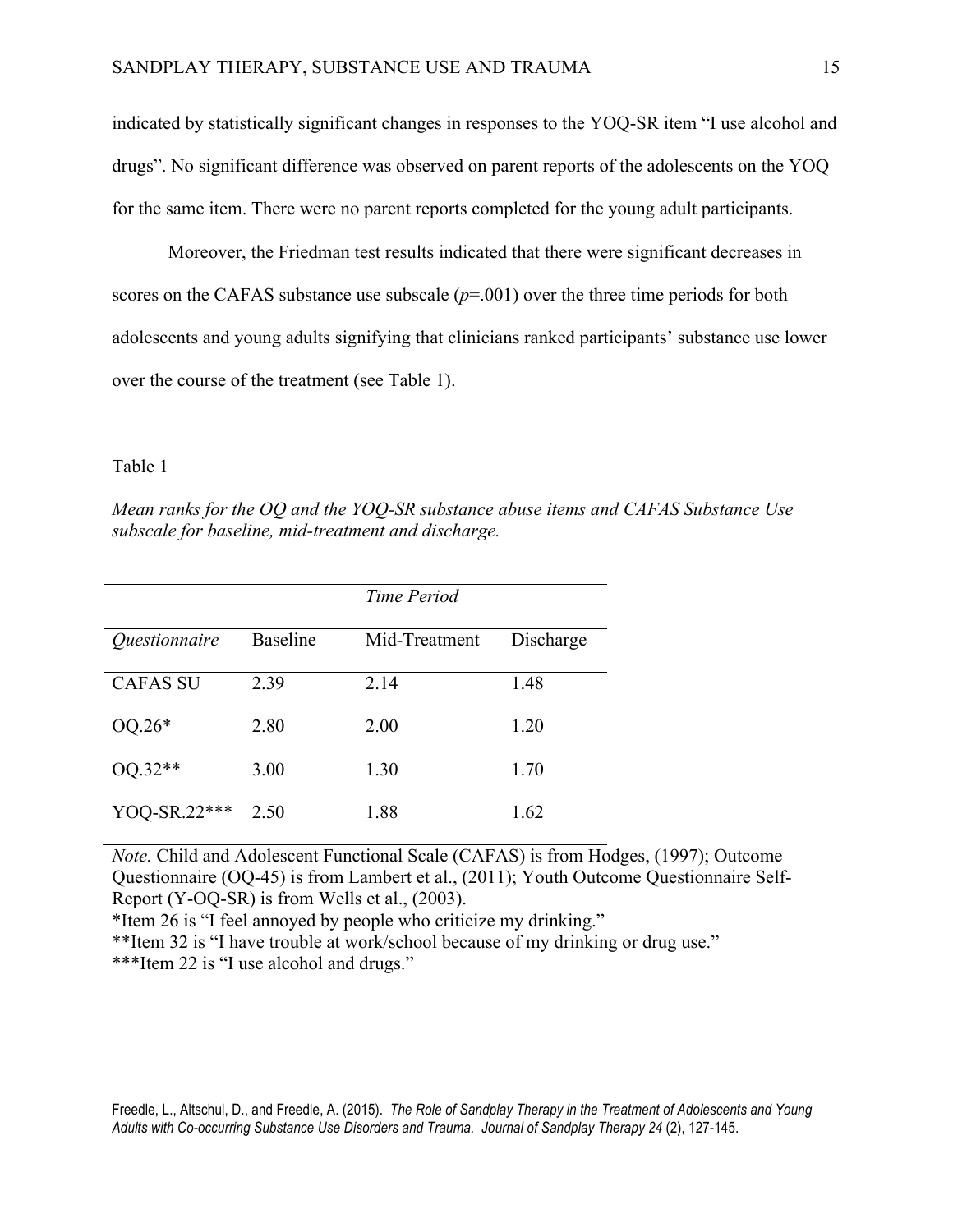indicated by statistically significant changes in responses to the YOQ-SR item "I use alcohol and drugs". No significant difference was observed on parent reports of the adolescents on the YOQ for the same item. There were no parent reports completed for the young adult participants.

Moreover, the Friedman test results indicated that there were significant decreases in scores on the CAFAS substance use subscale ($p$=.001) over the three time periods for both adolescents and young adults signifying that clinicians ranked participants' substance use lower over the course of the treatment (see Table 1).

Table 1

*Mean ranks for the OQ and the YOQ-SR substance abuse items and CAFAS Substance Use subscale for baseline, mid-treatment and discharge.*

| | *Time Period* | | |
|---|---|---|---|
| *Questionnaire* | Baseline | Mid-Treatment | Discharge |
| CAFAS SU | 2.39 | 2.14 | 1.48 |
| OQ.26* | 2.80 | 2.00 | 1.20 |
| OQ.32** | 3.00 | 1.30 | 1.70 |
| YOQ-SR.22*** | 2.50 | 1.88 | 1.62 |

*Note.* Child and Adolescent Functional Scale (CAFAS) is from Hodges, (1997); Outcome Questionnaire (OQ-45) is from Lambert et al., (2011); Youth Outcome Questionnaire Self-Report (Y-OQ-SR) is from Wells et al., (2003).
*Item 26 is "I feel annoyed by people who criticize my drinking."
**Item 32 is "I have trouble at work/school because of my drinking or drug use."
***Item 22 is "I use alcohol and drugs."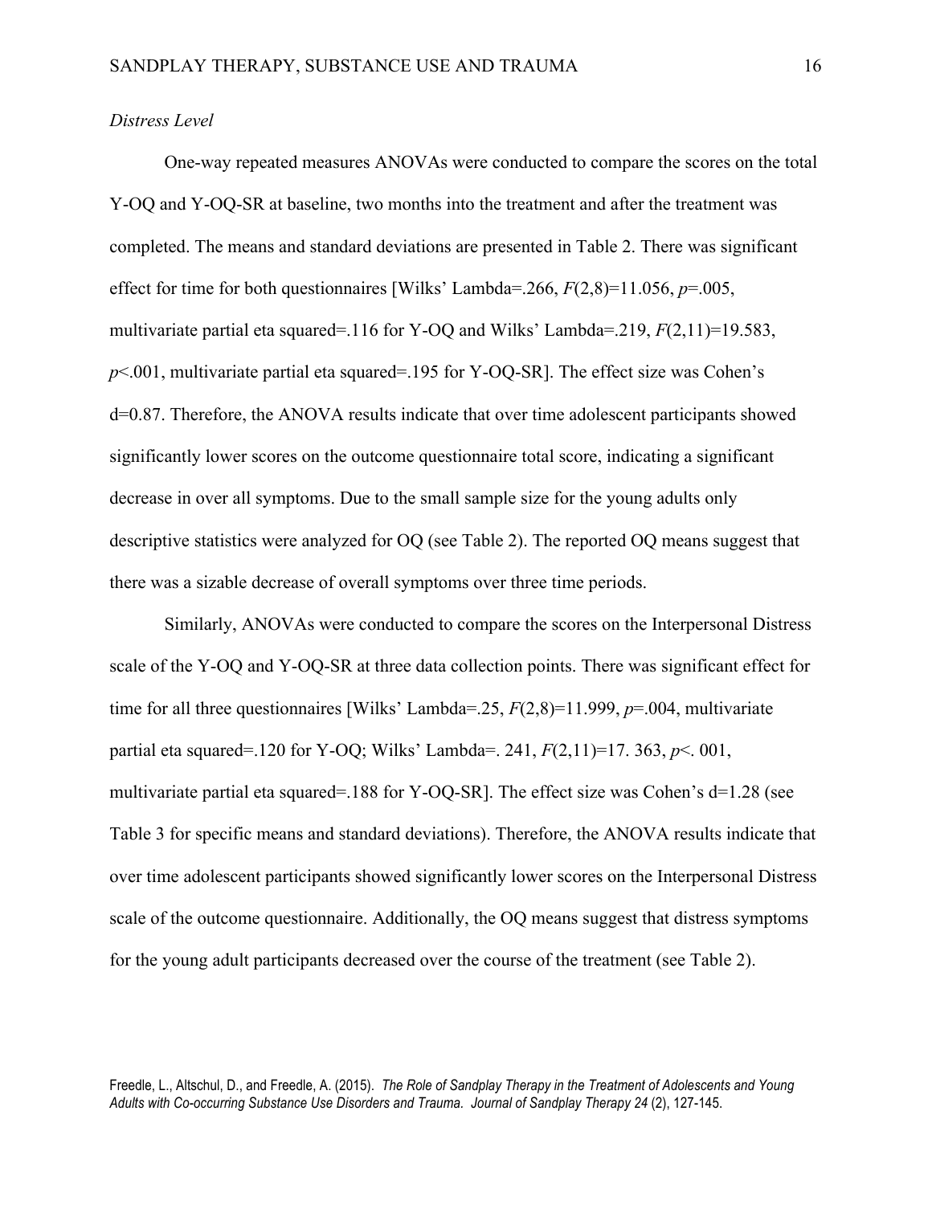*Distress Level*

One-way repeated measures ANOVAs were conducted to compare the scores on the total Y-OQ and Y-OQ-SR at baseline, two months into the treatment and after the treatment was completed. The means and standard deviations are presented in Table 2. There was significant effect for time for both questionnaires [Wilks' Lambda=.266, $F(2,8)=11.056$, $p=.005$, multivariate partial eta squared=.116 for Y-OQ and Wilks' Lambda=.219, $F(2,11)=19.583$, $p<.001$, multivariate partial eta squared=.195 for Y-OQ-SR]. The effect size was Cohen's d=0.87. Therefore, the ANOVA results indicate that over time adolescent participants showed significantly lower scores on the outcome questionnaire total score, indicating a significant decrease in over all symptoms. Due to the small sample size for the young adults only descriptive statistics were analyzed for OQ (see Table 2). The reported OQ means suggest that there was a sizable decrease of overall symptoms over three time periods.

Similarly, ANOVAs were conducted to compare the scores on the Interpersonal Distress scale of the Y-OQ and Y-OQ-SR at three data collection points. There was significant effect for time for all three questionnaires [Wilks' Lambda=.25, $F(2,8)=11.999$, $p=.004$, multivariate partial eta squared=.120 for Y-OQ; Wilks' Lambda=. 241, $F(2,11)=17.363$, $p<.001$, multivariate partial eta squared=.188 for Y-OQ-SR]. The effect size was Cohen's d=1.28 (see Table 3 for specific means and standard deviations). Therefore, the ANOVA results indicate that over time adolescent participants showed significantly lower scores on the Interpersonal Distress scale of the outcome questionnaire. Additionally, the OQ means suggest that distress symptoms for the young adult participants decreased over the course of the treatment (see Table 2).

Freedle, L., Altschul, D., and Freedle, A. (2015). *The Role of Sandplay Therapy in the Treatment of Adolescents and Young Adults with Co-occurring Substance Use Disorders and Trauma. Journal of Sandplay Therapy 24* (2), 127-145.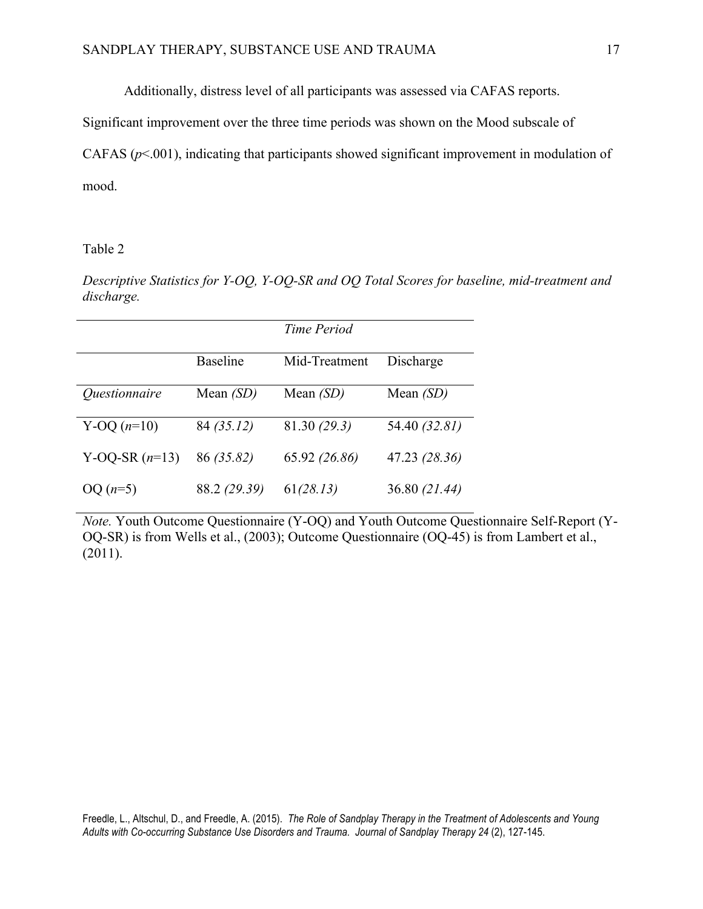Additionally, distress level of all participants was assessed via CAFAS reports. Significant improvement over the three time periods was shown on the Mood subscale of CAFAS ($p<.001$), indicating that participants showed significant improvement in modulation of mood.

Table 2

*Descriptive Statistics for Y-OQ, Y-OQ-SR and OQ Total Scores for baseline, mid-treatment and discharge.*

| | *Time Period* | | |
|---|---|---|---|
| | Baseline | Mid-Treatment | Discharge |
| *Questionnaire* | Mean *(SD)* | Mean *(SD)* | Mean *(SD)* |
| Y-OQ ($n$=10) | 84 *(35.12)* | 81.30 *(29.3)* | 54.40 *(32.81)* |
| Y-OQ-SR ($n$=13) | 86 *(35.82)* | 65.92 *(26.86)* | 47.23 *(28.36)* |
| OQ ($n$=5) | 88.2 *(29.39)* | 61*(28.13)* | 36.80 *(21.44)* |

*Note.* Youth Outcome Questionnaire (Y-OQ) and Youth Outcome Questionnaire Self-Report (Y-OQ-SR) is from Wells et al., (2003); Outcome Questionnaire (OQ-45) is from Lambert et al., (2011).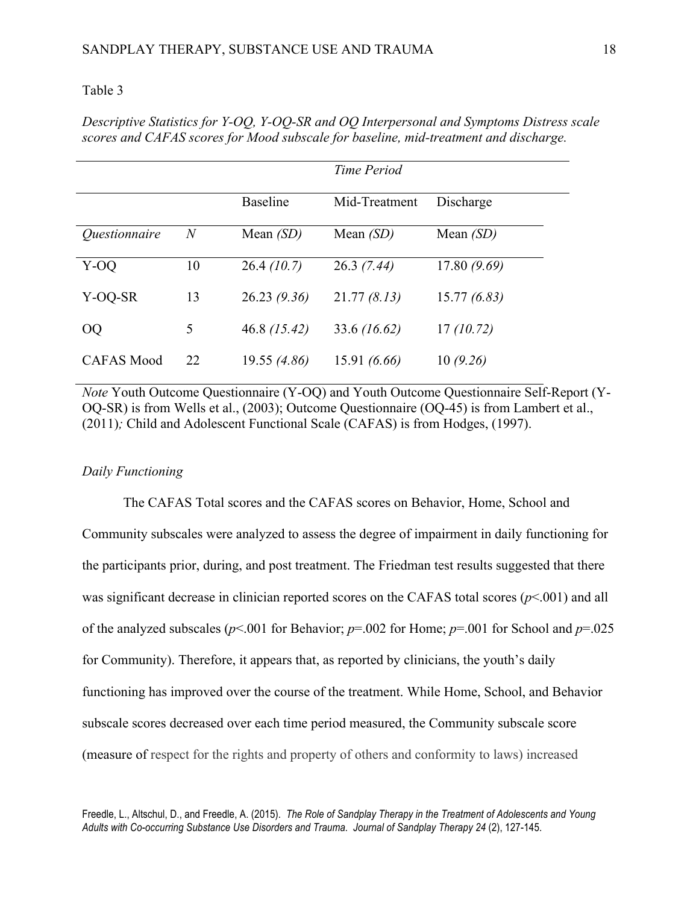Table 3

*Descriptive Statistics for Y-OQ, Y-OQ-SR and OQ Interpersonal and Symptoms Distress scale scores and CAFAS scores for Mood subscale for baseline, mid-treatment and discharge.*

| | | *Time Period* | | |
|---|---|---|---|---|
| | | Baseline | Mid-Treatment | Discharge |
| *Questionnaire* | *N* | Mean *(SD)* | Mean *(SD)* | Mean *(SD)* |
| Y-OQ | 10 | 26.4 *(10.7)* | 26.3 *(7.44)* | 17.80 *(9.69)* |
| Y-OQ-SR | 13 | 26.23 *(9.36)* | 21.77 *(8.13)* | 15.77 *(6.83)* |
| OQ | 5 | 46.8 *(15.42)* | 33.6 *(16.62)* | 17 *(10.72)* |
| CAFAS Mood | 22 | 19.55 *(4.86)* | 15.91 *(6.66)* | 10 *(9.26)* |

*Note* Youth Outcome Questionnaire (Y-OQ) and Youth Outcome Questionnaire Self-Report (Y-OQ-SR) is from Wells et al., (2003); Outcome Questionnaire (OQ-45) is from Lambert et al., (2011); Child and Adolescent Functional Scale (CAFAS) is from Hodges, (1997).

*Daily Functioning*

The CAFAS Total scores and the CAFAS scores on Behavior, Home, School and Community subscales were analyzed to assess the degree of impairment in daily functioning for the participants prior, during, and post treatment. The Friedman test results suggested that there was significant decrease in clinician reported scores on the CAFAS total scores ($p$<.001) and all of the analyzed subscales ($p$<.001 for Behavior; $p$=.002 for Home; $p$=.001 for School and $p$=.025 for Community). Therefore, it appears that, as reported by clinicians, the youth's daily functioning has improved over the course of the treatment. While Home, School, and Behavior subscale scores decreased over each time period measured, the Community subscale score (measure of respect for the rights and property of others and conformity to laws) increased

Freedle, L., Altschul, D., and Freedle, A. (2015). *The Role of Sandplay Therapy in the Treatment of Adolescents and Young Adults with Co-occurring Substance Use Disorders and Trauma. Journal of Sandplay Therapy 24* (2), 127-145.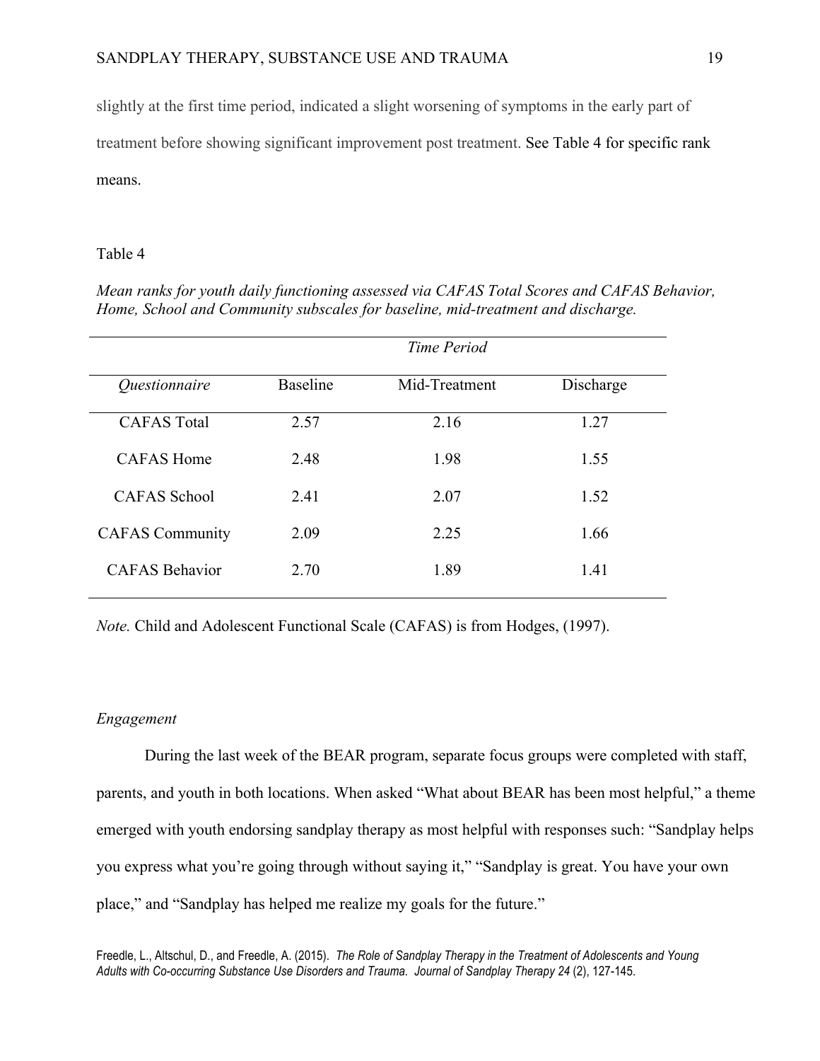slightly at the first time period, indicated a slight worsening of symptoms in the early part of treatment before showing significant improvement post treatment. See Table 4 for specific rank means.

Table 4

*Mean ranks for youth daily functioning assessed via CAFAS Total Scores and CAFAS Behavior, Home, School and Community subscales for baseline, mid-treatment and discharge.*

| | *Time Period* | | |
|---|---|---|---|
| *Questionnaire* | Baseline | Mid-Treatment | Discharge |
| CAFAS Total | 2.57 | 2.16 | 1.27 |
| CAFAS Home | 2.48 | 1.98 | 1.55 |
| CAFAS School | 2.41 | 2.07 | 1.52 |
| CAFAS Community | 2.09 | 2.25 | 1.66 |
| CAFAS Behavior | 2.70 | 1.89 | 1.41 |

*Note.* Child and Adolescent Functional Scale (CAFAS) is from Hodges, (1997).

*Engagement*

During the last week of the BEAR program, separate focus groups were completed with staff, parents, and youth in both locations. When asked "What about BEAR has been most helpful," a theme emerged with youth endorsing sandplay therapy as most helpful with responses such: "Sandplay helps you express what you're going through without saying it," "Sandplay is great. You have your own place," and "Sandplay has helped me realize my goals for the future."

Freedle, L., Altschul, D., and Freedle, A. (2015). *The Role of Sandplay Therapy in the Treatment of Adolescents and Young Adults with Co-occurring Substance Use Disorders and Trauma. Journal of Sandplay Therapy 24* (2), 127-145.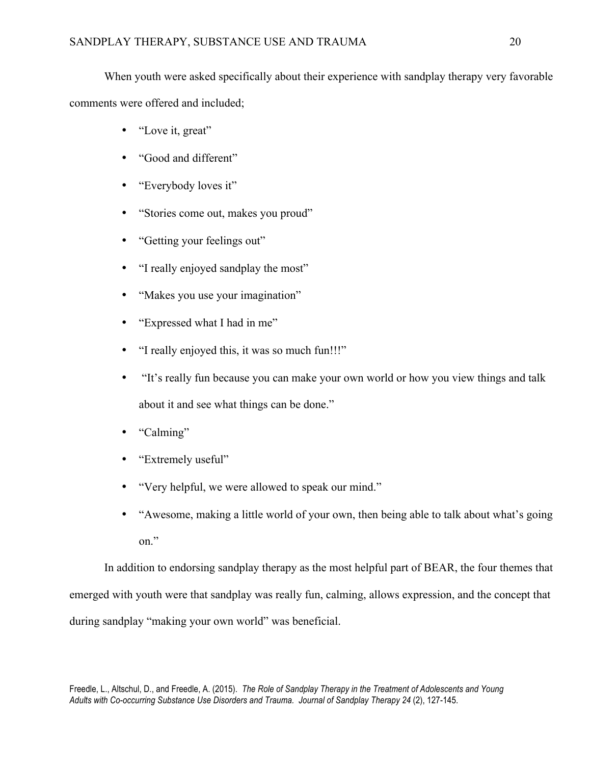When youth were asked specifically about their experience with sandplay therapy very favorable comments were offered and included;

- "Love it, great"
- "Good and different"
- "Everybody loves it"
- "Stories come out, makes you proud"
- "Getting your feelings out"
- "I really enjoyed sandplay the most"
- "Makes you use your imagination"
- "Expressed what I had in me"
- "I really enjoyed this, it was so much fun!!!"
- "It's really fun because you can make your own world or how you view things and talk about it and see what things can be done."
- "Calming"
- "Extremely useful"
- "Very helpful, we were allowed to speak our mind."
- "Awesome, making a little world of your own, then being able to talk about what's going on."

In addition to endorsing sandplay therapy as the most helpful part of BEAR, the four themes that emerged with youth were that sandplay was really fun, calming, allows expression, and the concept that during sandplay "making your own world" was beneficial.

Freedle, L., Altschul, D., and Freedle, A. (2015). *The Role of Sandplay Therapy in the Treatment of Adolescents and Young Adults with Co-occurring Substance Use Disorders and Trauma. Journal of Sandplay Therapy 24* (2), 127-145.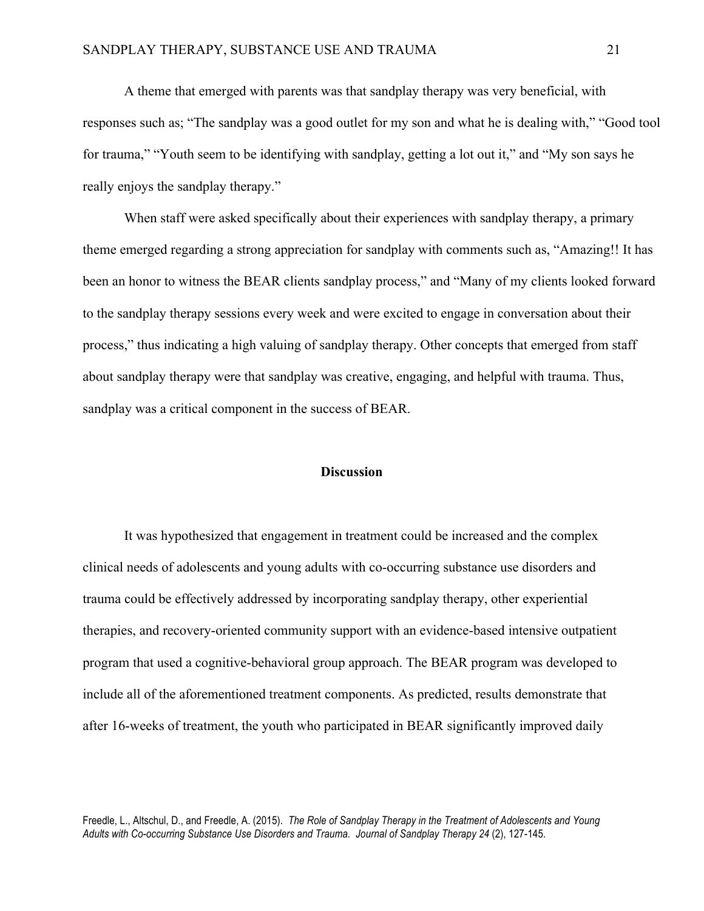A theme that emerged with parents was that sandplay therapy was very beneficial, with responses such as; "The sandplay was a good outlet for my son and what he is dealing with," "Good tool for trauma," "Youth seem to be identifying with sandplay, getting a lot out it," and "My son says he really enjoys the sandplay therapy."

When staff were asked specifically about their experiences with sandplay therapy, a primary theme emerged regarding a strong appreciation for sandplay with comments such as, "Amazing!! It has been an honor to witness the BEAR clients sandplay process," and "Many of my clients looked forward to the sandplay therapy sessions every week and were excited to engage in conversation about their process," thus indicating a high valuing of sandplay therapy. Other concepts that emerged from staff about sandplay therapy were that sandplay was creative, engaging, and helpful with trauma. Thus, sandplay was a critical component in the success of BEAR.

## Discussion

It was hypothesized that engagement in treatment could be increased and the complex clinical needs of adolescents and young adults with co-occurring substance use disorders and trauma could be effectively addressed by incorporating sandplay therapy, other experiential therapies, and recovery-oriented community support with an evidence-based intensive outpatient program that used a cognitive-behavioral group approach. The BEAR program was developed to include all of the aforementioned treatment components. As predicted, results demonstrate that after 16-weeks of treatment, the youth who participated in BEAR significantly improved daily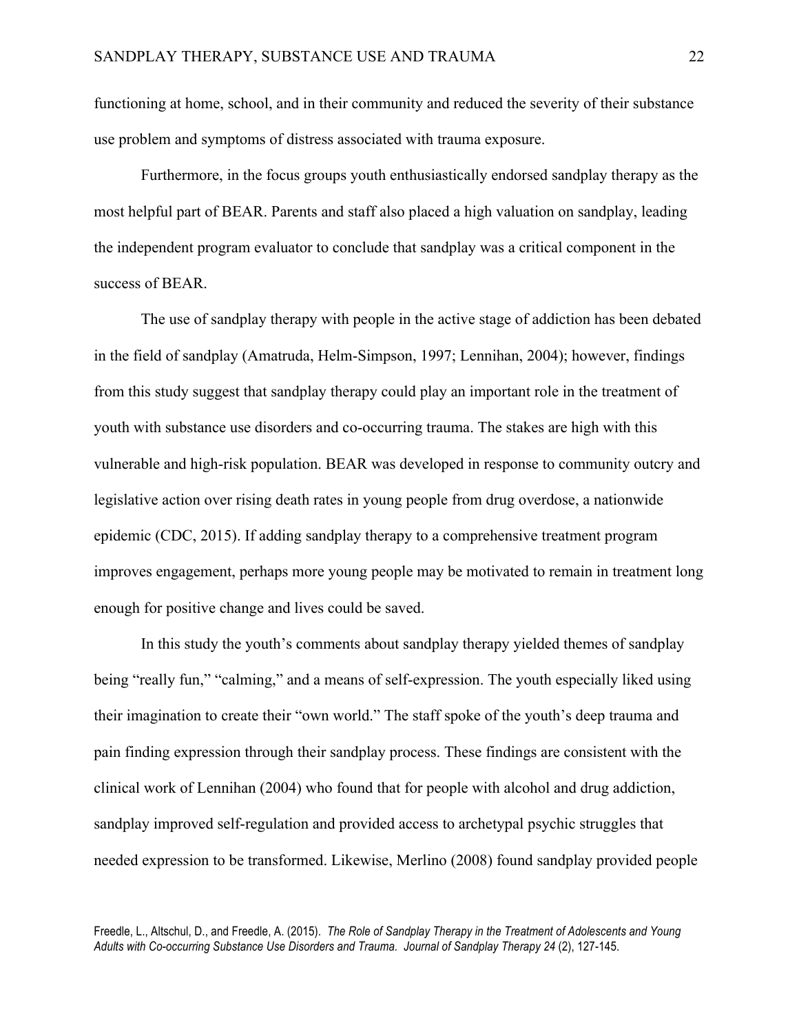functioning at home, school, and in their community and reduced the severity of their substance use problem and symptoms of distress associated with trauma exposure.

Furthermore, in the focus groups youth enthusiastically endorsed sandplay therapy as the most helpful part of BEAR. Parents and staff also placed a high valuation on sandplay, leading the independent program evaluator to conclude that sandplay was a critical component in the success of BEAR.

The use of sandplay therapy with people in the active stage of addiction has been debated in the field of sandplay (Amatruda, Helm-Simpson, 1997; Lennihan, 2004); however, findings from this study suggest that sandplay therapy could play an important role in the treatment of youth with substance use disorders and co-occurring trauma. The stakes are high with this vulnerable and high-risk population. BEAR was developed in response to community outcry and legislative action over rising death rates in young people from drug overdose, a nationwide epidemic (CDC, 2015). If adding sandplay therapy to a comprehensive treatment program improves engagement, perhaps more young people may be motivated to remain in treatment long enough for positive change and lives could be saved.

In this study the youth's comments about sandplay therapy yielded themes of sandplay being "really fun," "calming," and a means of self-expression. The youth especially liked using their imagination to create their "own world." The staff spoke of the youth's deep trauma and pain finding expression through their sandplay process. These findings are consistent with the clinical work of Lennihan (2004) who found that for people with alcohol and drug addiction, sandplay improved self-regulation and provided access to archetypal psychic struggles that needed expression to be transformed. Likewise, Merlino (2008) found sandplay provided people

Freedle, L., Altschul, D., and Freedle, A. (2015). *The Role of Sandplay Therapy in the Treatment of Adolescents and Young Adults with Co-occurring Substance Use Disorders and Trauma. Journal of Sandplay Therapy 24* (2), 127-145.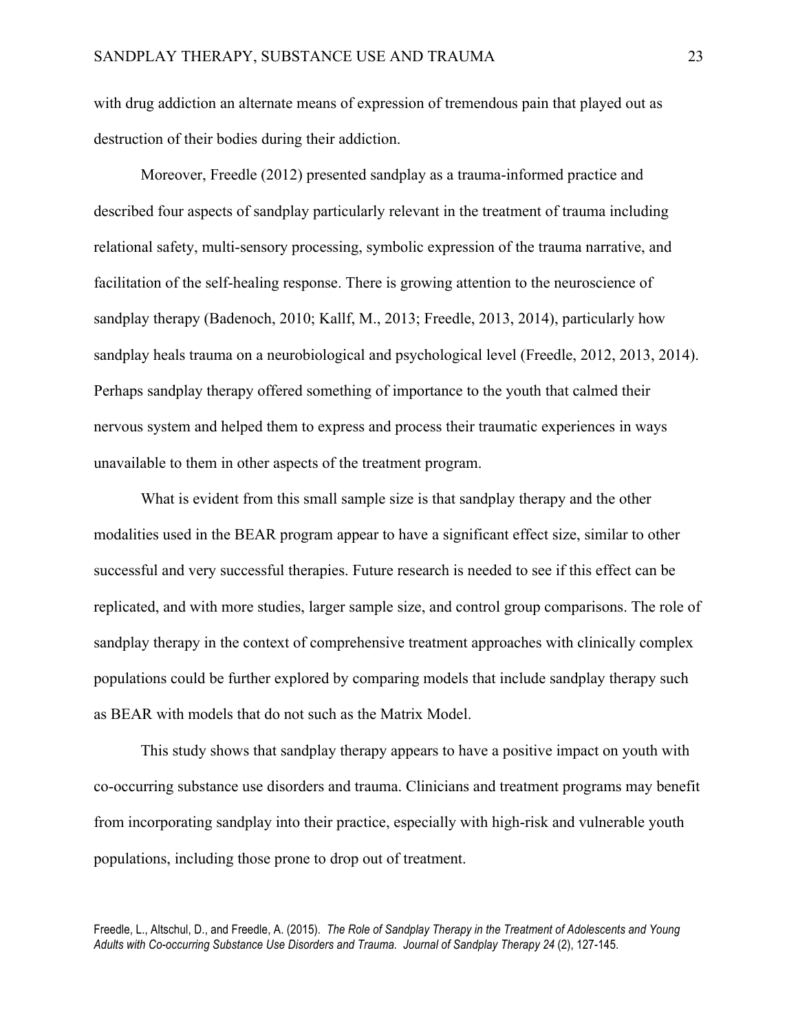with drug addiction an alternate means of expression of tremendous pain that played out as destruction of their bodies during their addiction.

Moreover, Freedle (2012) presented sandplay as a trauma-informed practice and described four aspects of sandplay particularly relevant in the treatment of trauma including relational safety, multi-sensory processing, symbolic expression of the trauma narrative, and facilitation of the self-healing response. There is growing attention to the neuroscience of sandplay therapy (Badenoch, 2010; Kallf, M., 2013; Freedle, 2013, 2014), particularly how sandplay heals trauma on a neurobiological and psychological level (Freedle, 2012, 2013, 2014). Perhaps sandplay therapy offered something of importance to the youth that calmed their nervous system and helped them to express and process their traumatic experiences in ways unavailable to them in other aspects of the treatment program.

What is evident from this small sample size is that sandplay therapy and the other modalities used in the BEAR program appear to have a significant effect size, similar to other successful and very successful therapies. Future research is needed to see if this effect can be replicated, and with more studies, larger sample size, and control group comparisons. The role of sandplay therapy in the context of comprehensive treatment approaches with clinically complex populations could be further explored by comparing models that include sandplay therapy such as BEAR with models that do not such as the Matrix Model.

This study shows that sandplay therapy appears to have a positive impact on youth with co-occurring substance use disorders and trauma. Clinicians and treatment programs may benefit from incorporating sandplay into their practice, especially with high-risk and vulnerable youth populations, including those prone to drop out of treatment.

Freedle, L., Altschul, D., and Freedle, A. (2015). *The Role of Sandplay Therapy in the Treatment of Adolescents and Young Adults with Co-occurring Substance Use Disorders and Trauma. Journal of Sandplay Therapy 24* (2), 127-145.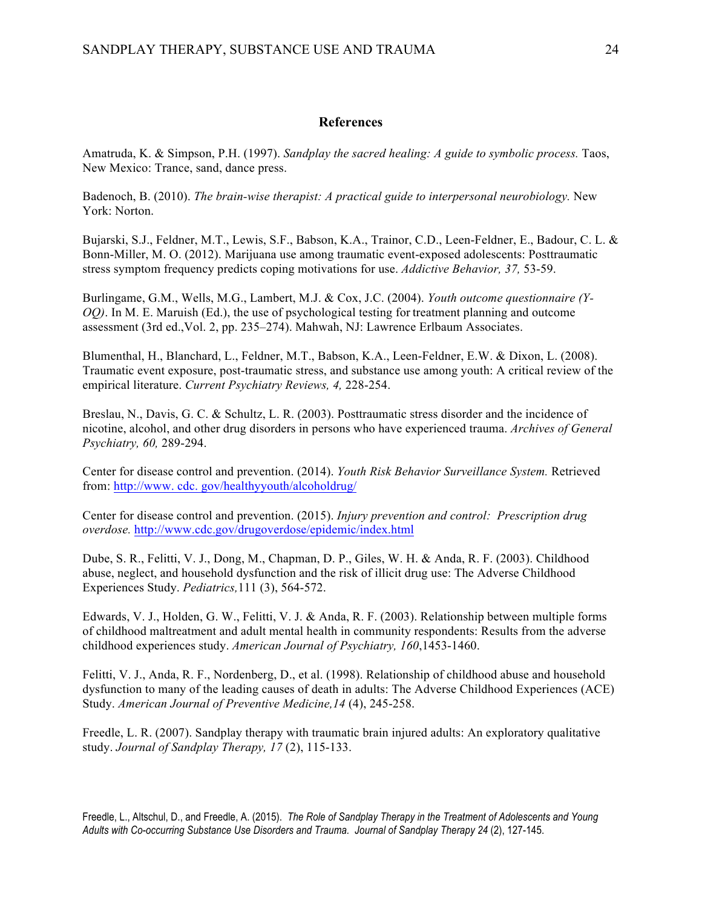## References

Amatruda, K. & Simpson, P.H. (1997). *Sandplay the sacred healing: A guide to symbolic process.* Taos, New Mexico: Trance, sand, dance press.

Badenoch, B. (2010). *The brain-wise therapist: A practical guide to interpersonal neurobiology.* New York: Norton.

Bujarski, S.J., Feldner, M.T., Lewis, S.F., Babson, K.A., Trainor, C.D., Leen-Feldner, E., Badour, C. L. & Bonn-Miller, M. O. (2012). Marijuana use among traumatic event-exposed adolescents: Posttraumatic stress symptom frequency predicts coping motivations for use. *Addictive Behavior, 37,* 53-59.

Burlingame, G.M., Wells, M.G., Lambert, M.J. & Cox, J.C. (2004). *Youth outcome questionnaire (Y-OQ)*. In M. E. Maruish (Ed.), the use of psychological testing for treatment planning and outcome assessment (3rd ed.,Vol. 2, pp. 235–274). Mahwah, NJ: Lawrence Erlbaum Associates.

Blumenthal, H., Blanchard, L., Feldner, M.T., Babson, K.A., Leen-Feldner, E.W. & Dixon, L. (2008). Traumatic event exposure, post-traumatic stress, and substance use among youth: A critical review of the empirical literature. *Current Psychiatry Reviews, 4,* 228-254.

Breslau, N., Davis, G. C. & Schultz, L. R. (2003). Posttraumatic stress disorder and the incidence of nicotine, alcohol, and other drug disorders in persons who have experienced trauma. *Archives of General Psychiatry, 60,* 289-294.

Center for disease control and prevention. (2014). *Youth Risk Behavior Surveillance System.* Retrieved from: http://www. cdc. gov/healthyyouth/alcoholdrug/

Center for disease control and prevention. (2015). *Injury prevention and control: Prescription drug overdose.* http://www.cdc.gov/drugoverdose/epidemic/index.html

Dube, S. R., Felitti, V. J., Dong, M., Chapman, D. P., Giles, W. H. & Anda, R. F. (2003). Childhood abuse, neglect, and household dysfunction and the risk of illicit drug use: The Adverse Childhood Experiences Study. *Pediatrics,*111 (3), 564-572.

Edwards, V. J., Holden, G. W., Felitti, V. J. & Anda, R. F. (2003). Relationship between multiple forms of childhood maltreatment and adult mental health in community respondents: Results from the adverse childhood experiences study. *American Journal of Psychiatry, 160*,1453-1460.

Felitti, V. J., Anda, R. F., Nordenberg, D., et al. (1998). Relationship of childhood abuse and household dysfunction to many of the leading causes of death in adults: The Adverse Childhood Experiences (ACE) Study. *American Journal of Preventive Medicine,14* (4), 245-258.

Freedle, L. R. (2007). Sandplay therapy with traumatic brain injured adults: An exploratory qualitative study. *Journal of Sandplay Therapy, 17* (2), 115-133.

Freedle, L., Altschul, D., and Freedle, A. (2015). *The Role of Sandplay Therapy in the Treatment of Adolescents and Young Adults with Co-occurring Substance Use Disorders and Trauma. Journal of Sandplay Therapy 24* (2), 127-145.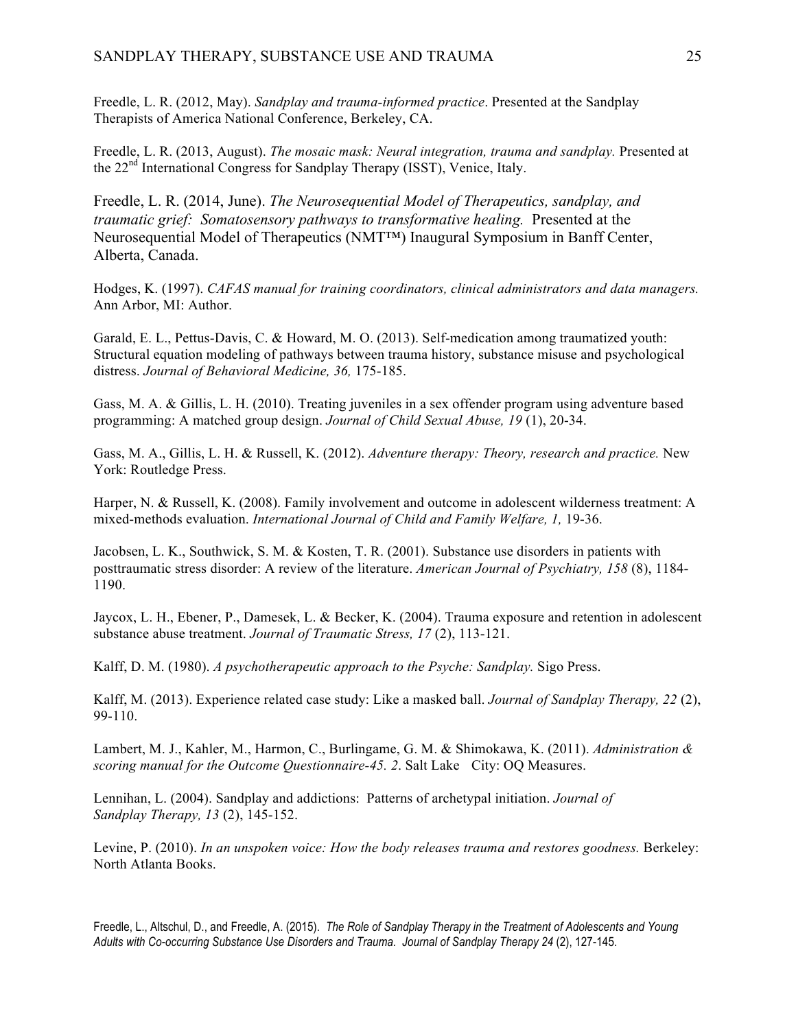Freedle, L. R. (2012, May). *Sandplay and trauma-informed practice*. Presented at the Sandplay Therapists of America National Conference, Berkeley, CA.

Freedle, L. R. (2013, August). *The mosaic mask: Neural integration, trauma and sandplay.* Presented at the 22nd International Congress for Sandplay Therapy (ISST), Venice, Italy.

Freedle, L. R. (2014, June). *The Neurosequential Model of Therapeutics, sandplay, and traumatic grief: Somatosensory pathways to transformative healing.* Presented at the Neurosequential Model of Therapeutics (NMT™) Inaugural Symposium in Banff Center, Alberta, Canada.

Hodges, K. (1997). *CAFAS manual for training coordinators, clinical administrators and data managers.* Ann Arbor, MI: Author.

Garald, E. L., Pettus-Davis, C. & Howard, M. O. (2013). Self-medication among traumatized youth: Structural equation modeling of pathways between trauma history, substance misuse and psychological distress. *Journal of Behavioral Medicine, 36,* 175-185.

Gass, M. A. & Gillis, L. H. (2010). Treating juveniles in a sex offender program using adventure based programming: A matched group design. *Journal of Child Sexual Abuse, 19* (1), 20-34.

Gass, M. A., Gillis, L. H. & Russell, K. (2012). *Adventure therapy: Theory, research and practice.* New York: Routledge Press.

Harper, N. & Russell, K. (2008). Family involvement and outcome in adolescent wilderness treatment: A mixed-methods evaluation. *International Journal of Child and Family Welfare, 1,* 19-36.

Jacobsen, L. K., Southwick, S. M. & Kosten, T. R. (2001). Substance use disorders in patients with posttraumatic stress disorder: A review of the literature. *American Journal of Psychiatry, 158* (8), 1184-1190.

Jaycox, L. H., Ebener, P., Damesek, L. & Becker, K. (2004). Trauma exposure and retention in adolescent substance abuse treatment. *Journal of Traumatic Stress, 17* (2), 113-121.

Kalff, D. M. (1980). *A psychotherapeutic approach to the Psyche: Sandplay.* Sigo Press.

Kalff, M. (2013). Experience related case study: Like a masked ball. *Journal of Sandplay Therapy, 22* (2), 99-110.

Lambert, M. J., Kahler, M., Harmon, C., Burlingame, G. M. & Shimokawa, K. (2011). *Administration & scoring manual for the Outcome Questionnaire-45. 2*. Salt Lake City: OQ Measures.

Lennihan, L. (2004). Sandplay and addictions: Patterns of archetypal initiation. *Journal of Sandplay Therapy, 13* (2), 145-152.

Levine, P. (2010). *In an unspoken voice: How the body releases trauma and restores goodness.* Berkeley: North Atlanta Books.

Freedle, L., Altschul, D., and Freedle, A. (2015). *The Role of Sandplay Therapy in the Treatment of Adolescents and Young Adults with Co-occurring Substance Use Disorders and Trauma. Journal of Sandplay Therapy 24* (2), 127-145.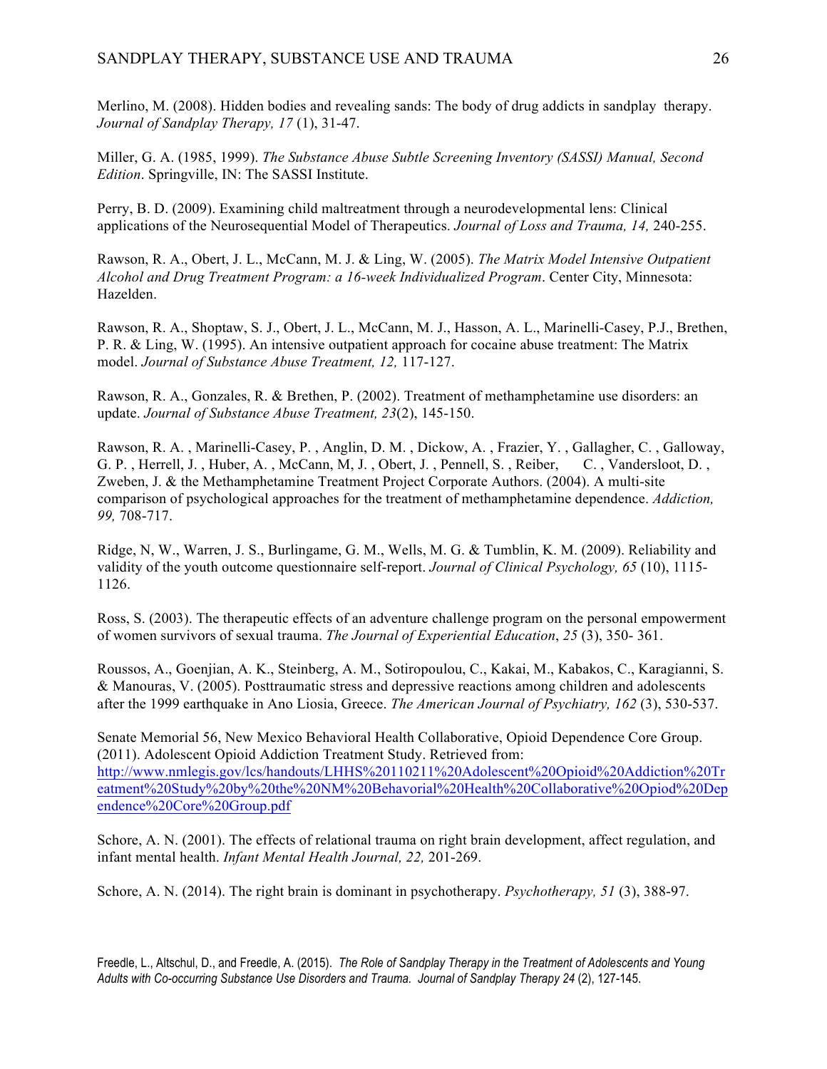Merlino, M. (2008). Hidden bodies and revealing sands: The body of drug addicts in sandplay therapy. *Journal of Sandplay Therapy, 17* (1), 31-47.

Miller, G. A. (1985, 1999). *The Substance Abuse Subtle Screening Inventory (SASSI) Manual, Second Edition*. Springville, IN: The SASSI Institute.

Perry, B. D. (2009). Examining child maltreatment through a neurodevelopmental lens: Clinical applications of the Neurosequential Model of Therapeutics. *Journal of Loss and Trauma, 14,* 240-255.

Rawson, R. A., Obert, J. L., McCann, M. J. & Ling, W. (2005). *The Matrix Model Intensive Outpatient Alcohol and Drug Treatment Program: a 16-week Individualized Program*. Center City, Minnesota: Hazelden.

Rawson, R. A., Shoptaw, S. J., Obert, J. L., McCann, M. J., Hasson, A. L., Marinelli-Casey, P.J., Brethen, P. R. & Ling, W. (1995). An intensive outpatient approach for cocaine abuse treatment: The Matrix model. *Journal of Substance Abuse Treatment, 12,* 117-127.

Rawson, R. A., Gonzales, R. & Brethen, P. (2002). Treatment of methamphetamine use disorders: an update. *Journal of Substance Abuse Treatment, 23*(2), 145-150.

Rawson, R. A. , Marinelli-Casey, P. , Anglin, D. M. , Dickow, A. , Frazier, Y. , Gallagher, C. , Galloway, G. P. , Herrell, J. , Huber, A. , McCann, M, J. , Obert, J. , Pennell, S. , Reiber, C. , Vandersloot, D. , Zweben, J. & the Methamphetamine Treatment Project Corporate Authors. (2004). A multi-site comparison of psychological approaches for the treatment of methamphetamine dependence. *Addiction, 99,* 708-717.

Ridge, N, W., Warren, J. S., Burlingame, G. M., Wells, M. G. & Tumblin, K. M. (2009). Reliability and validity of the youth outcome questionnaire self-report. *Journal of Clinical Psychology, 65* (10), 1115-1126.

Ross, S. (2003). The therapeutic effects of an adventure challenge program on the personal empowerment of women survivors of sexual trauma. *The Journal of Experiential Education*, *25* (3), 350- 361.

Roussos, A., Goenjian, A. K., Steinberg, A. M., Sotiropoulou, C., Kakai, M., Kabakos, C., Karagianni, S. & Manouras, V. (2005). Posttraumatic stress and depressive reactions among children and adolescents after the 1999 earthquake in Ano Liosia, Greece. *The American Journal of Psychiatry, 162* (3), 530-537.

Senate Memorial 56, New Mexico Behavioral Health Collaborative, Opioid Dependence Core Group. (2011). Adolescent Opioid Addiction Treatment Study. Retrieved from: http://www.nmlegis.gov/lcs/handouts/LHHS%20110211%20Adolescent%20Opioid%20Addiction%20Treatment%20Study%20by%20the%20NM%20Behavorial%20Health%20Collaborative%20Opiod%20Dependence%20Core%20Group.pdf

Schore, A. N. (2001). The effects of relational trauma on right brain development, affect regulation, and infant mental health. *Infant Mental Health Journal, 22,* 201-269.

Schore, A. N. (2014). The right brain is dominant in psychotherapy. *Psychotherapy, 51* (3), 388-97.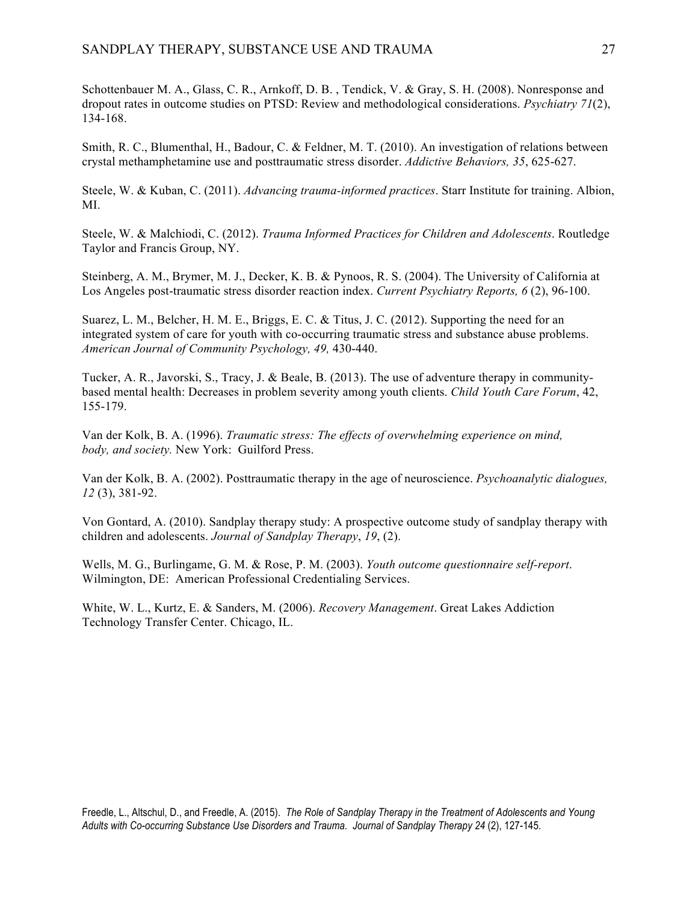Schottenbauer M. A., Glass, C. R., Arnkoff, D. B. , Tendick, V. & Gray, S. H. (2008). Nonresponse and dropout rates in outcome studies on PTSD: Review and methodological considerations. *Psychiatry 71*(2), 134-168.

Smith, R. C., Blumenthal, H., Badour, C. & Feldner, M. T. (2010). An investigation of relations between crystal methamphetamine use and posttraumatic stress disorder. *Addictive Behaviors, 35*, 625-627.

Steele, W. & Kuban, C. (2011). *Advancing trauma-informed practices*. Starr Institute for training. Albion, MI.

Steele, W. & Malchiodi, C. (2012). *Trauma Informed Practices for Children and Adolescents*. Routledge Taylor and Francis Group, NY.

Steinberg, A. M., Brymer, M. J., Decker, K. B. & Pynoos, R. S. (2004). The University of California at Los Angeles post-traumatic stress disorder reaction index. *Current Psychiatry Reports, 6* (2), 96-100.

Suarez, L. M., Belcher, H. M. E., Briggs, E. C. & Titus, J. C. (2012). Supporting the need for an integrated system of care for youth with co-occurring traumatic stress and substance abuse problems. *American Journal of Community Psychology, 49,* 430-440.

Tucker, A. R., Javorski, S., Tracy, J. & Beale, B. (2013). The use of adventure therapy in community-based mental health: Decreases in problem severity among youth clients. *Child Youth Care Forum*, 42, 155-179.

Van der Kolk, B. A. (1996). *Traumatic stress: The effects of overwhelming experience on mind, body, and society.* New York: Guilford Press.

Van der Kolk, B. A. (2002). Posttraumatic therapy in the age of neuroscience. *Psychoanalytic dialogues, 12* (3), 381-92.

Von Gontard, A. (2010). Sandplay therapy study: A prospective outcome study of sandplay therapy with children and adolescents. *Journal of Sandplay Therapy*, *19*, (2).

Wells, M. G., Burlingame, G. M. & Rose, P. M. (2003). *Youth outcome questionnaire self-report*. Wilmington, DE: American Professional Credentialing Services.

White, W. L., Kurtz, E. & Sanders, M. (2006). *Recovery Management*. Great Lakes Addiction Technology Transfer Center. Chicago, IL.

Freedle, L., Altschul, D., and Freedle, A. (2015). *The Role of Sandplay Therapy in the Treatment of Adolescents and Young Adults with Co-occurring Substance Use Disorders and Trauma. Journal of Sandplay Therapy 24* (2), 127-145.